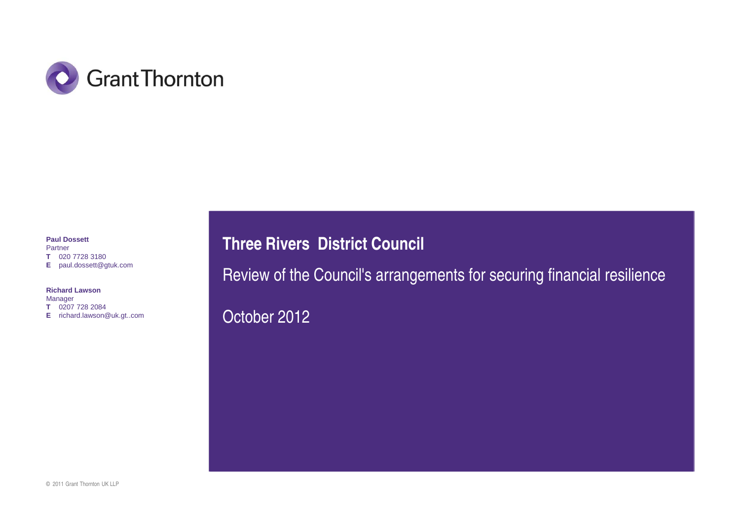Grant Thornton

**Paul Dossett**
Partner
**T** 020 7728 3180
**E** paul.dossett@gtuk.com

**Richard Lawson**
Manager
**T** 0207 728 2084
**E** richard.lawson@uk.gt..com

# Three Rivers District Council

## Review of the Council's arrangements for securing financial resilience

October 2012

© 2011 Grant Thornton UK LLP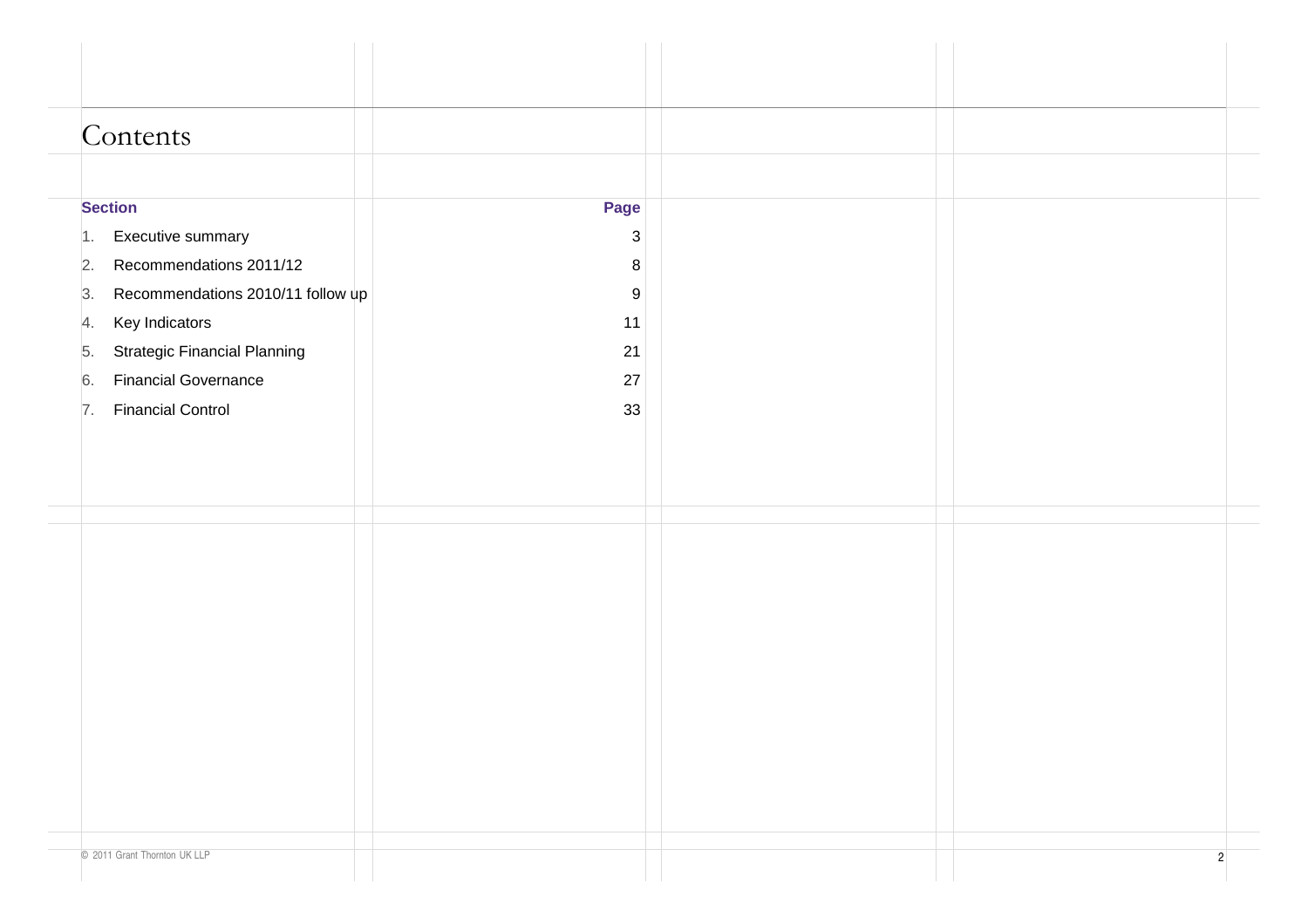# Contents

| Section | Page |
| --- | --- |
| 1. Executive summary | 3 |
| 2. Recommendations 2011/12 | 8 |
| 3. Recommendations 2010/11 follow up | 9 |
| 4. Key Indicators | 11 |
| 5. Strategic Financial Planning | 21 |
| 6. Financial Governance | 27 |
| 7. Financial Control | 33 |

© 2011 Grant Thornton UK LLP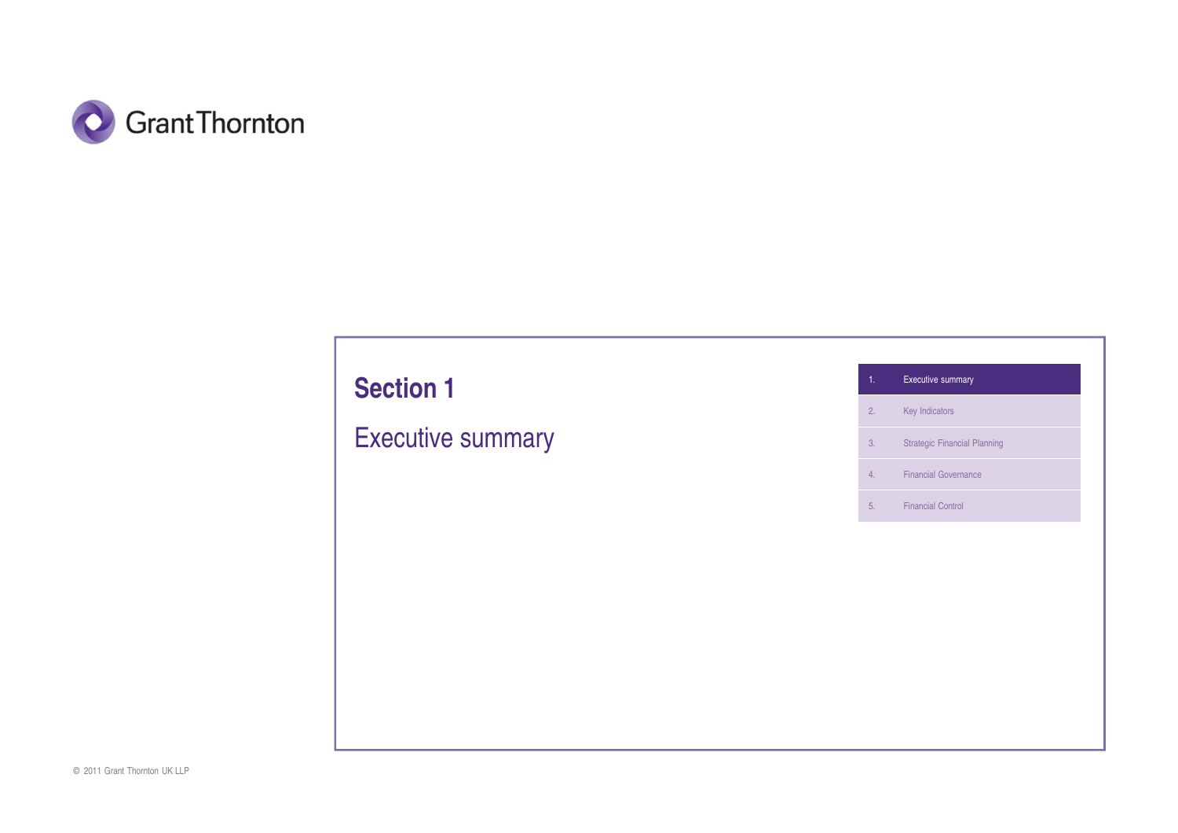# Section 1

## Executive summary

1. Executive summary
2. Key Indicators
3. Strategic Financial Planning
4. Financial Governance
5. Financial Control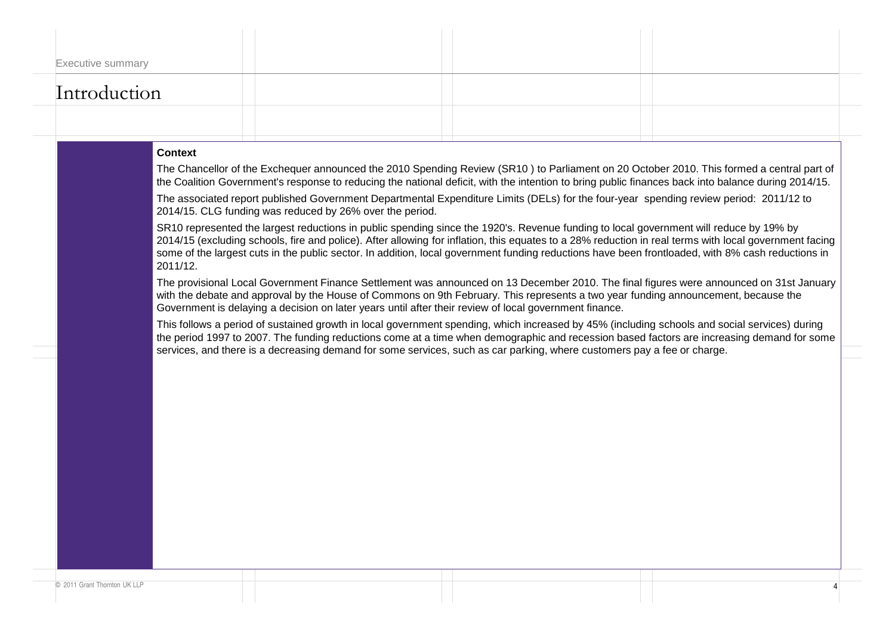Executive summary

# Introduction

**Context**

The Chancellor of the Exchequer announced the 2010 Spending Review (SR10 ) to Parliament on 20 October 2010. This formed a central part of the Coalition Government's response to reducing the national deficit, with the intention to bring public finances back into balance during 2014/15.

The associated report published Government Departmental Expenditure Limits (DELs) for the four-year spending review period: 2011/12 to 2014/15. CLG funding was reduced by 26% over the period.

SR10 represented the largest reductions in public spending since the 1920's. Revenue funding to local government will reduce by 19% by 2014/15 (excluding schools, fire and police). After allowing for inflation, this equates to a 28% reduction in real terms with local government facing some of the largest cuts in the public sector. In addition, local government funding reductions have been frontloaded, with 8% cash reductions in 2011/12.

The provisional Local Government Finance Settlement was announced on 13 December 2010. The final figures were announced on 31st January with the debate and approval by the House of Commons on 9th February. This represents a two year funding announcement, because the Government is delaying a decision on later years until after their review of local government finance.

This follows a period of sustained growth in local government spending, which increased by 45% (including schools and social services) during the period 1997 to 2007. The funding reductions come at a time when demographic and recession based factors are increasing demand for some services, and there is a decreasing demand for some services, such as car parking, where customers pay a fee or charge.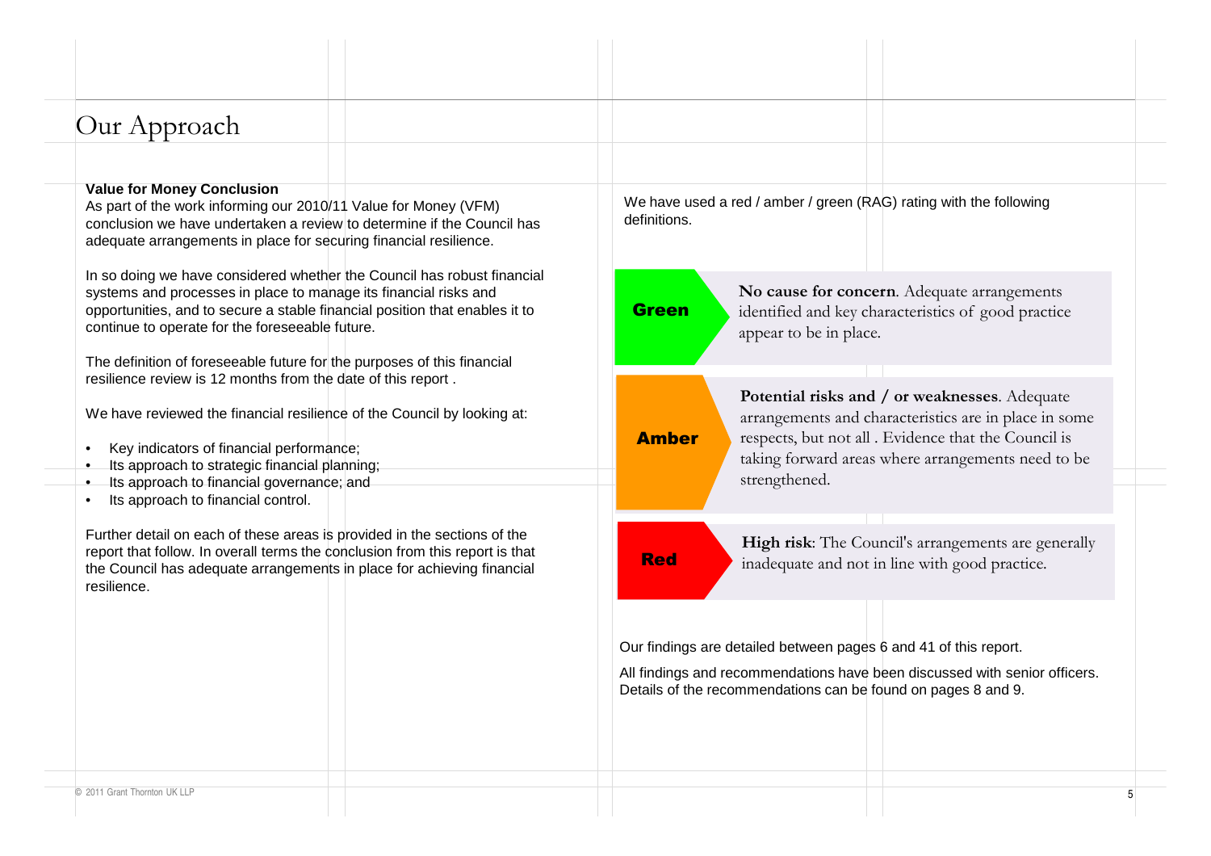# Our Approach

**Value for Money Conclusion**

As part of the work informing our 2010/11 Value for Money (VFM) conclusion we have undertaken a review to determine if the Council has adequate arrangements in place for securing financial resilience.

In so doing we have considered whether the Council has robust financial systems and processes in place to manage its financial risks and opportunities, and to secure a stable financial position that enables it to continue to operate for the foreseeable future.

The definition of foreseeable future for the purposes of this financial resilience review is 12 months from the date of this report .

We have reviewed the financial resilience of the Council by looking at:

- Key indicators of financial performance;
- Its approach to strategic financial planning;
- Its approach to financial governance; and
- Its approach to financial control.

Further detail on each of these areas is provided in the sections of the report that follow. In overall terms the conclusion from this report is that the Council has adequate arrangements in place for achieving financial resilience.

We have used a red / amber / green (RAG) rating with the following definitions.

| Rating | Definition |
| --- | --- |
| **Green** | **No cause for concern**. Adequate arrangements identified and key characteristics of good practice appear to be in place. |
| **Amber** | **Potential risks and / or weaknesses**. Adequate arrangements and characteristics are in place in some respects, but not all . Evidence that the Council is taking forward areas where arrangements need to be strengthened. |
| **Red** | **High risk**: The Council's arrangements are generally inadequate and not in line with good practice. |

Our findings are detailed between pages 6 and 41 of this report.

All findings and recommendations have been discussed with senior officers. Details of the recommendations can be found on pages 8 and 9.

© 2011 Grant Thornton UK LLP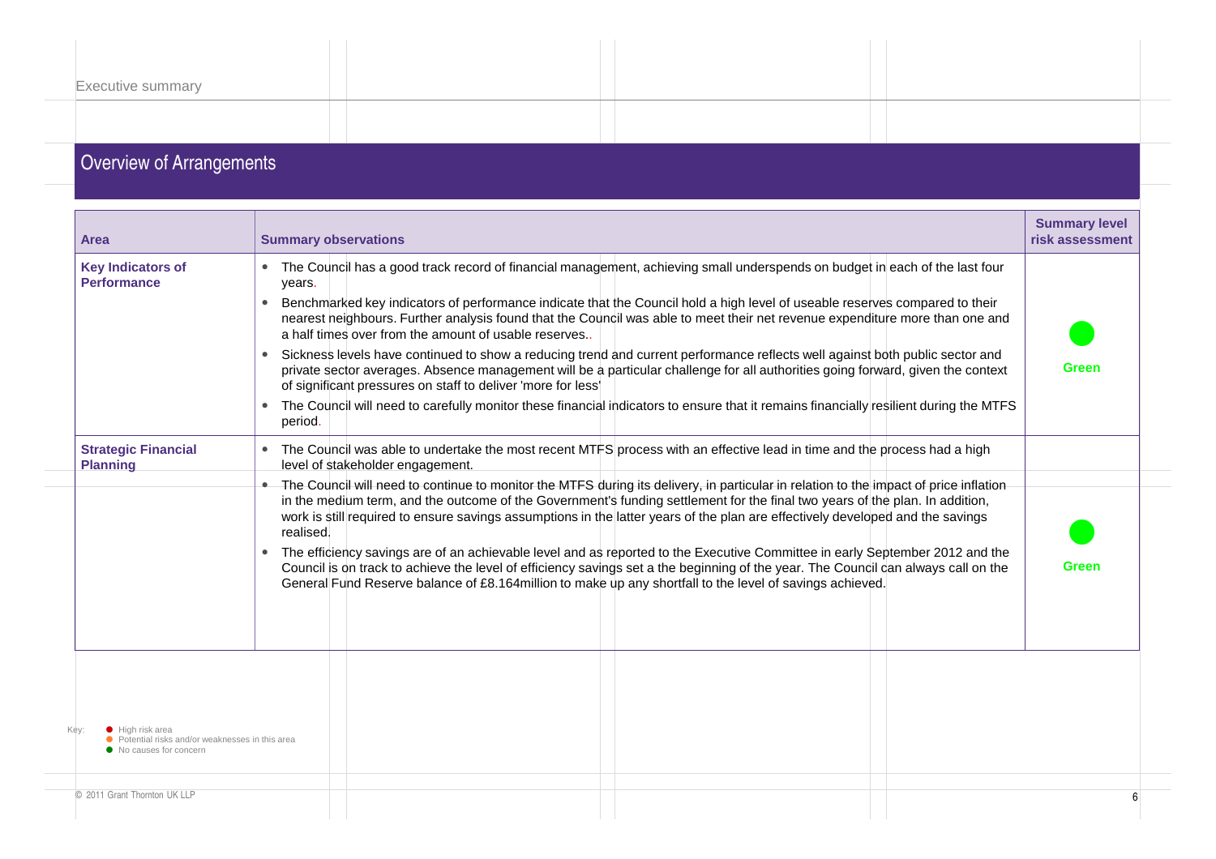## Overview of Arrangements

| Area | Summary observations | Summary level risk assessment |
|---|---|---|
| **Key Indicators of Performance** | • The Council has a good track record of financial management, achieving small underspends on budget in each of the last four years.<br>• Benchmarked key indicators of performance indicate that the Council hold a high level of useable reserves compared to their nearest neighbours. Further analysis found that the Council was able to meet their net revenue expenditure more than one and a half times over from the amount of usable reserves..<br>• Sickness levels have continued to show a reducing trend and current performance reflects well against both public sector and private sector averages. Absence management will be a particular challenge for all authorities going forward, given the context of significant pressures on staff to deliver 'more for less'<br>• The Council will need to carefully monitor these financial indicators to ensure that it remains financially resilient during the MTFS period. | Green |
| **Strategic Financial Planning** | • The Council was able to undertake the most recent MTFS process with an effective lead in time and the process had a high level of stakeholder engagement.<br>• The Council will need to continue to monitor the MTFS during its delivery, in particular in relation to the impact of price inflation in the medium term, and the outcome of the Government's funding settlement for the final two years of the plan. In addition, work is still required to ensure savings assumptions in the latter years of the plan are effectively developed and the savings realised.<br>• The efficiency savings are of an achievable level and as reported to the Executive Committee in early September 2012 and the Council is on track to achieve the level of efficiency savings set a the beginning of the year. The Council can always call on the General Fund Reserve balance of £8.164million to make up any shortfall to the level of savings achieved. | Green |

Key:
- High risk area
- Potential risks and/or weaknesses in this area
- No causes for concern

© 2011 Grant Thornton UK LLP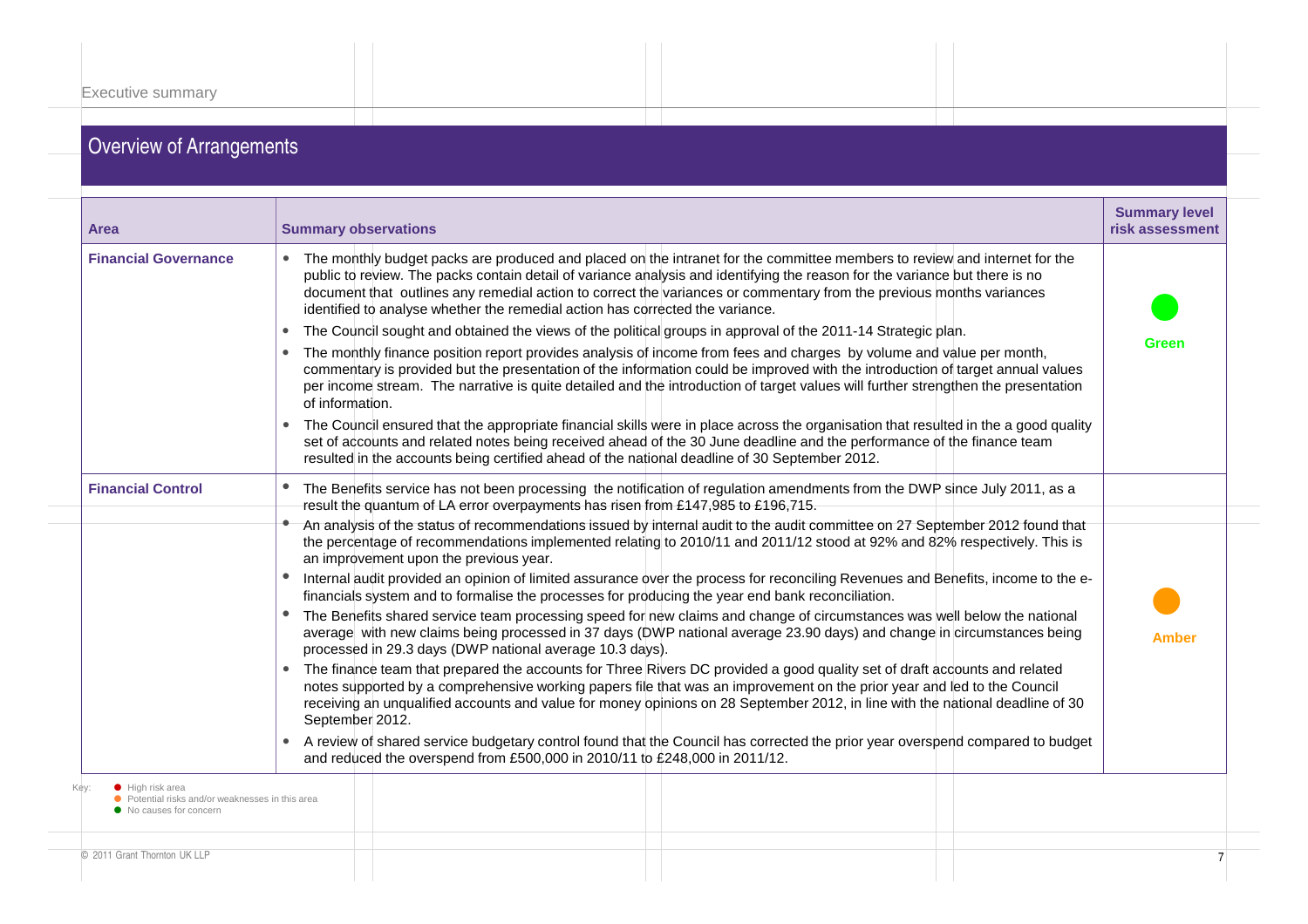## Overview of Arrangements

| Area | Summary observations | Summary level risk assessment |
|---|---|---|
| **Financial Governance** | • The monthly budget packs are produced and placed on the intranet for the committee members to review and internet for the public to review. The packs contain detail of variance analysis and identifying the reason for the variance but there is no document that outlines any remedial action to correct the variances or commentary from the previous months variances identified to analyse whether the remedial action has corrected the variance.<br>• The Council sought and obtained the views of the political groups in approval of the 2011-14 Strategic plan.<br>• The monthly finance position report provides analysis of income from fees and charges by volume and value per month, commentary is provided but the presentation of the information could be improved with the introduction of target annual values per income stream. The narrative is quite detailed and the introduction of target values will further strengthen the presentation of information.<br>• The Council ensured that the appropriate financial skills were in place across the organisation that resulted in the a good quality set of accounts and related notes being received ahead of the 30 June deadline and the performance of the finance team resulted in the accounts being certified ahead of the national deadline of 30 September 2012. | Green |
| **Financial Control** | • The Benefits service has not been processing the notification of regulation amendments from the DWP since July 2011, as a result the quantum of LA error overpayments has risen from £147,985 to £196,715.<br>• An analysis of the status of recommendations issued by internal audit to the audit committee on 27 September 2012 found that the percentage of recommendations implemented relating to 2010/11 and 2011/12 stood at 92% and 82% respectively. This is an improvement upon the previous year.<br>• Internal audit provided an opinion of limited assurance over the process for reconciling Revenues and Benefits, income to the e-financials system and to formalise the processes for producing the year end bank reconciliation.<br>• The Benefits shared service team processing speed for new claims and change of circumstances was well below the national average with new claims being processed in 37 days (DWP national average 23.90 days) and change in circumstances being processed in 29.3 days (DWP national average 10.3 days).<br>• The finance team that prepared the accounts for Three Rivers DC provided a good quality set of draft accounts and related notes supported by a comprehensive working papers file that was an improvement on the prior year and led to the Council receiving an unqualified accounts and value for money opinions on 28 September 2012, in line with the national deadline of 30 September 2012.<br>• A review of shared service budgetary control found that the Council has corrected the prior year overspend compared to budget and reduced the overspend from £500,000 in 2010/11 to £248,000 in 2011/12. | Amber |

Key:
- ● High risk area
- ● Potential risks and/or weaknesses in this area
- ● No causes for concern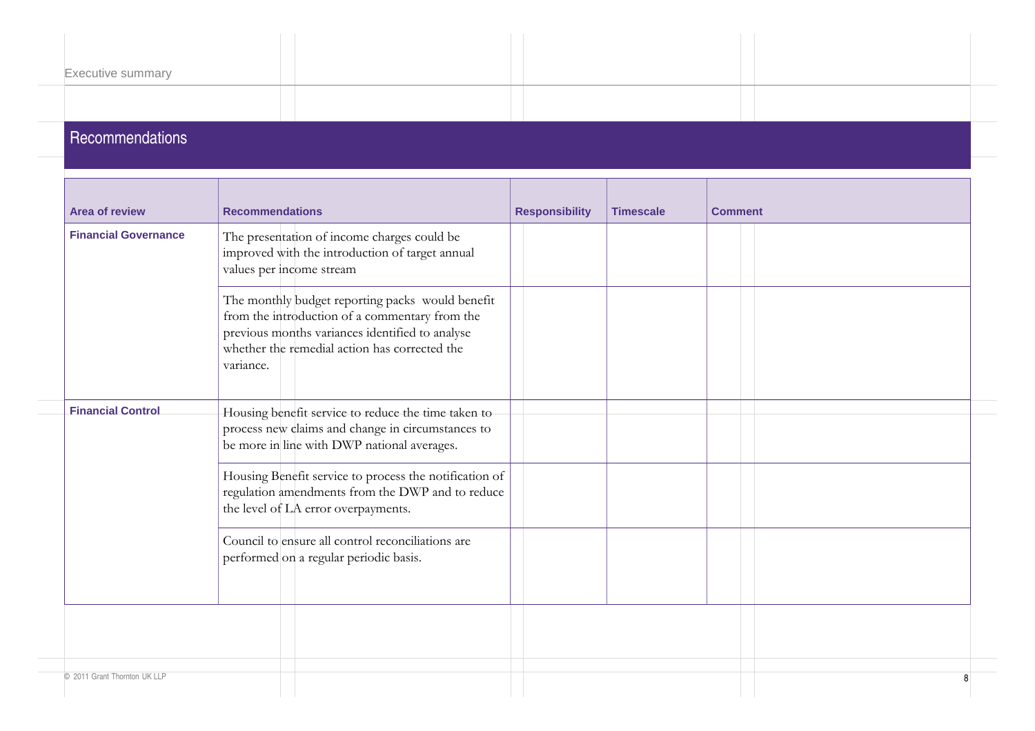## Recommendations

| Area of review | Recommendations | Responsibility | Timescale | Comment |
|---|---|---|---|---|
| **Financial Governance** | The presentation of income charges could be improved with the introduction of target annual values per income stream | | | |
| | The monthly budget reporting packs would benefit from the introduction of a commentary from the previous months variances identified to analyse whether the remedial action has corrected the variance. | | | |
| **Financial Control** | Housing benefit service to reduce the time taken to process new claims and change in circumstances to be more in line with DWP national averages. | | | |
| | Housing Benefit service to process the notification of regulation amendments from the DWP and to reduce the level of LA error overpayments. | | | |
| | Council to ensure all control reconciliations are performed on a regular periodic basis. | | | |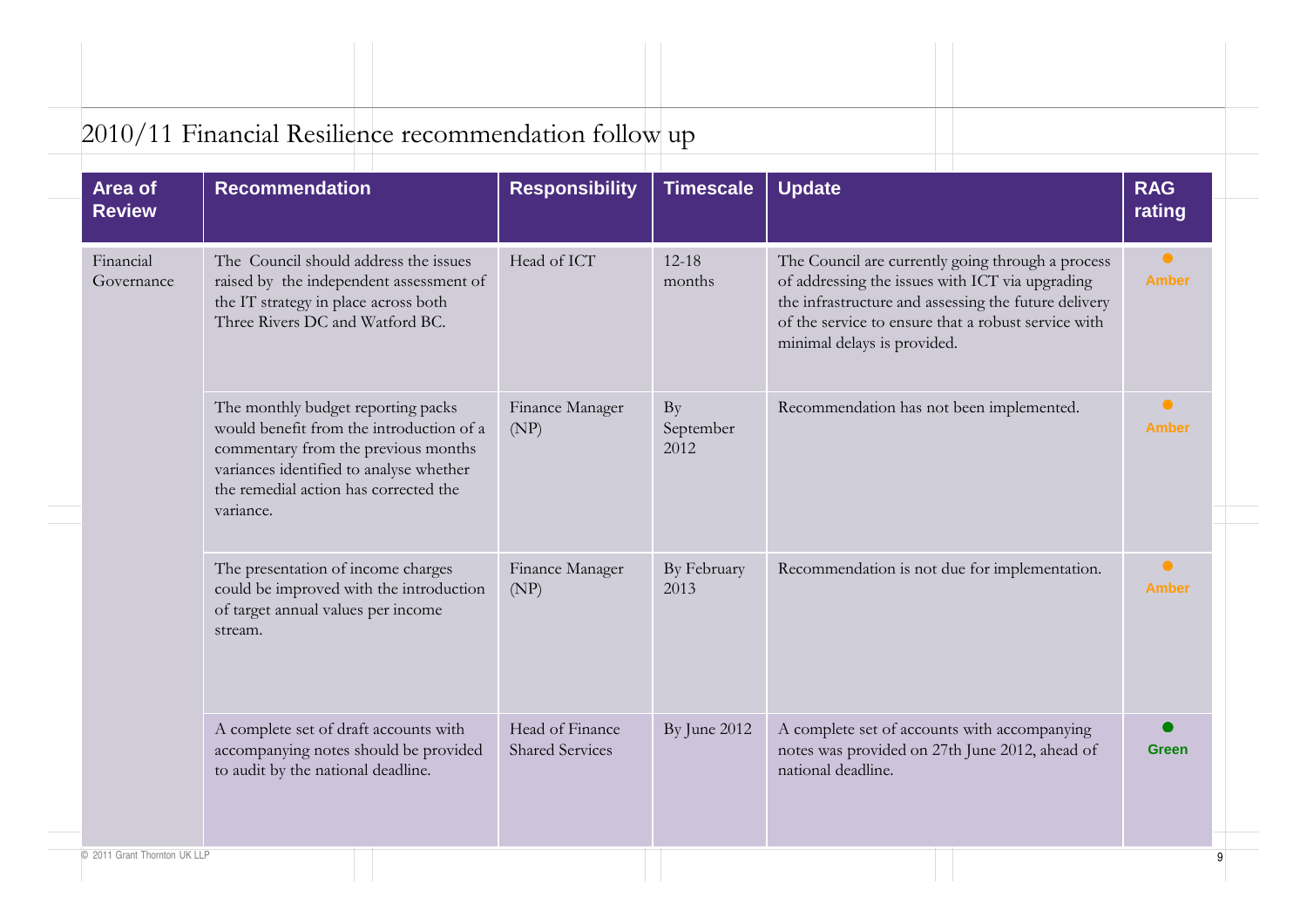## 2010/11 Financial Resilience recommendation follow up

| Area of Review | Recommendation | Responsibility | Timescale | Update | RAG rating |
|---|---|---|---|---|---|
| Financial Governance | The Council should address the issues raised by the independent assessment of the IT strategy in place across both Three Rivers DC and Watford BC. | Head of ICT | 12-18 months | The Council are currently going through a process of addressing the issues with ICT via upgrading the infrastructure and assessing the future delivery of the service to ensure that a robust service with minimal delays is provided. | Amber |
| | The monthly budget reporting packs would benefit from the introduction of a commentary from the previous months variances identified to analyse whether the remedial action has corrected the variance. | Finance Manager (NP) | By September 2012 | Recommendation has not been implemented. | Amber |
| | The presentation of income charges could be improved with the introduction of target annual values per income stream. | Finance Manager (NP) | By February 2013 | Recommendation is not due for implementation. | Amber |
| | A complete set of draft accounts with accompanying notes should be provided to audit by the national deadline. | Head of Finance Shared Services | By June 2012 | A complete set of accounts with accompanying notes was provided on 27th June 2012, ahead of national deadline. | Green |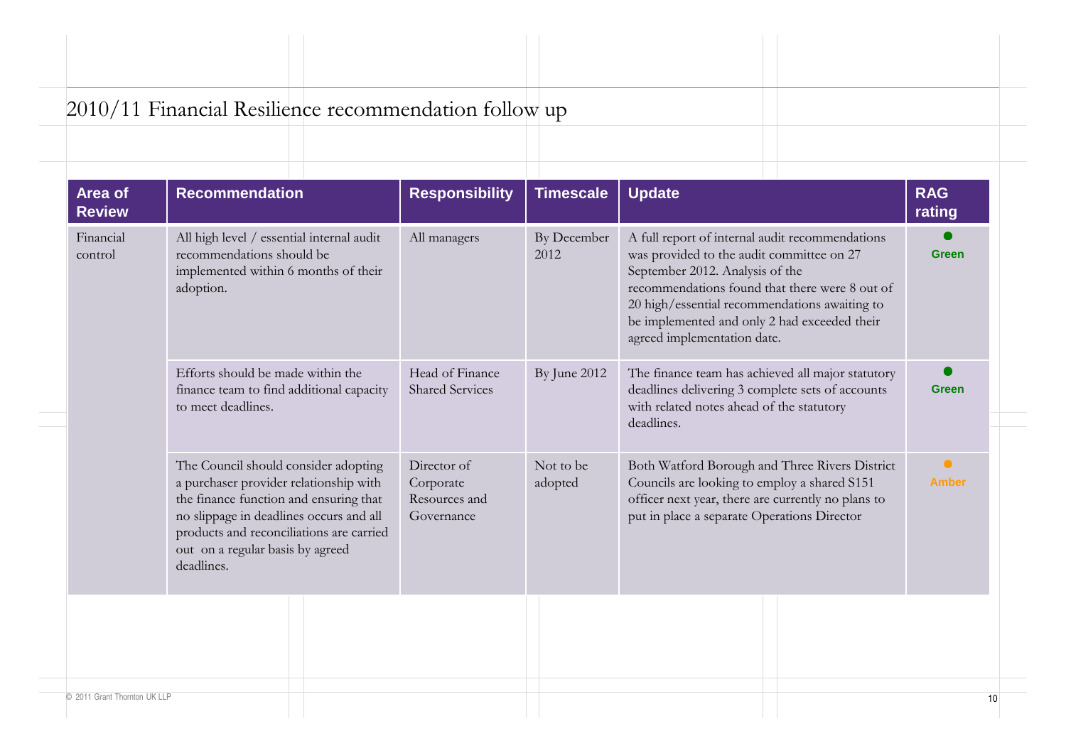# 2010/11 Financial Resilience recommendation follow up

| Area of Review | Recommendation | Responsibility | Timescale | Update | RAG rating |
|---|---|---|---|---|---|
| Financial control | All high level / essential internal audit recommendations should be implemented within 6 months of their adoption. | All managers | By December 2012 | A full report of internal audit recommendations was provided to the audit committee on 27 September 2012. Analysis of the recommendations found that there were 8 out of 20 high/essential recommendations awaiting to be implemented and only 2 had exceeded their agreed implementation date. | Green |
| | Efforts should be made within the finance team to find additional capacity to meet deadlines. | Head of Finance Shared Services | By June 2012 | The finance team has achieved all major statutory deadlines delivering 3 complete sets of accounts with related notes ahead of the statutory deadlines. | Green |
| | The Council should consider adopting a purchaser provider relationship with the finance function and ensuring that no slippage in deadlines occurs and all products and reconciliations are carried out on a regular basis by agreed deadlines. | Director of Corporate Resources and Governance | Not to be adopted | Both Watford Borough and Three Rivers District Councils are looking to employ a shared S151 officer next year, there are currently no plans to put in place a separate Operations Director | Amber |

© 2011 Grant Thornton UK LLP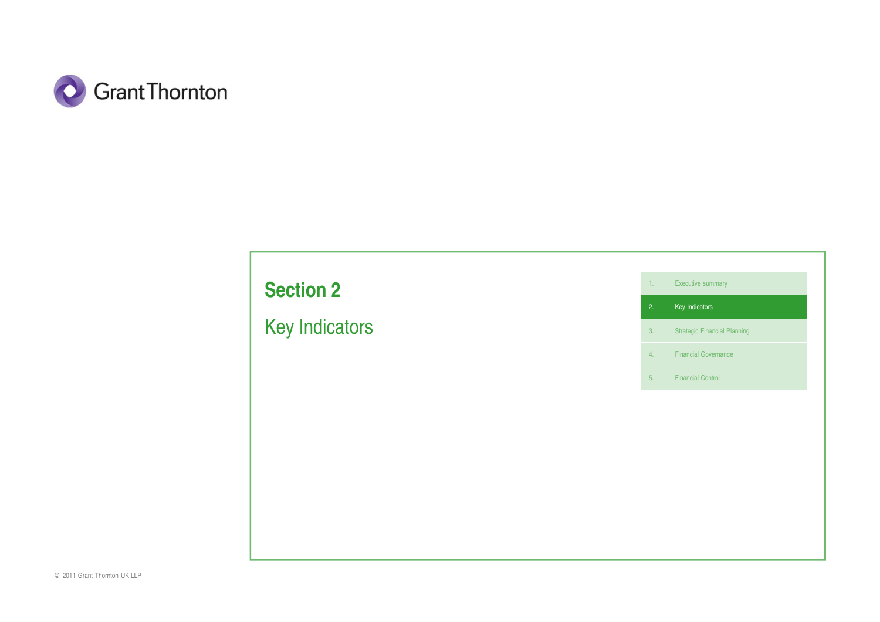# Section 2

## Key Indicators

1. Executive summary
2. Key Indicators
3. Strategic Financial Planning
4. Financial Governance
5. Financial Control

© 2011 Grant Thornton UK LLP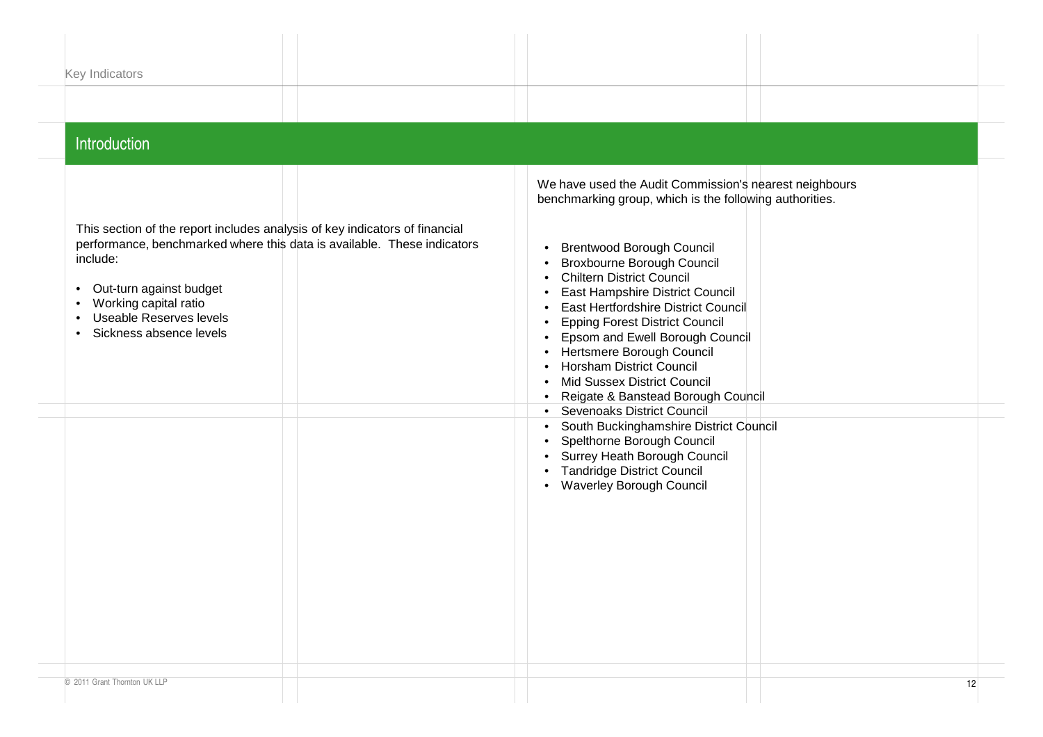## Introduction

This section of the report includes analysis of key indicators of financial performance, benchmarked where this data is available. These indicators include:

- Out-turn against budget
- Working capital ratio
- Useable Reserves levels
- Sickness absence levels

We have used the Audit Commission's nearest neighbours benchmarking group, which is the following authorities.

- Brentwood Borough Council
- Broxbourne Borough Council
- Chiltern District Council
- East Hampshire District Council
- East Hertfordshire District Council
- Epping Forest District Council
- Epsom and Ewell Borough Council
- Hertsmere Borough Council
- Horsham District Council
- Mid Sussex District Council
- Reigate & Banstead Borough Council
- Sevenoaks District Council
- South Buckinghamshire District Council
- Spelthorne Borough Council
- Surrey Heath Borough Council
- Tandridge District Council
- Waverley Borough Council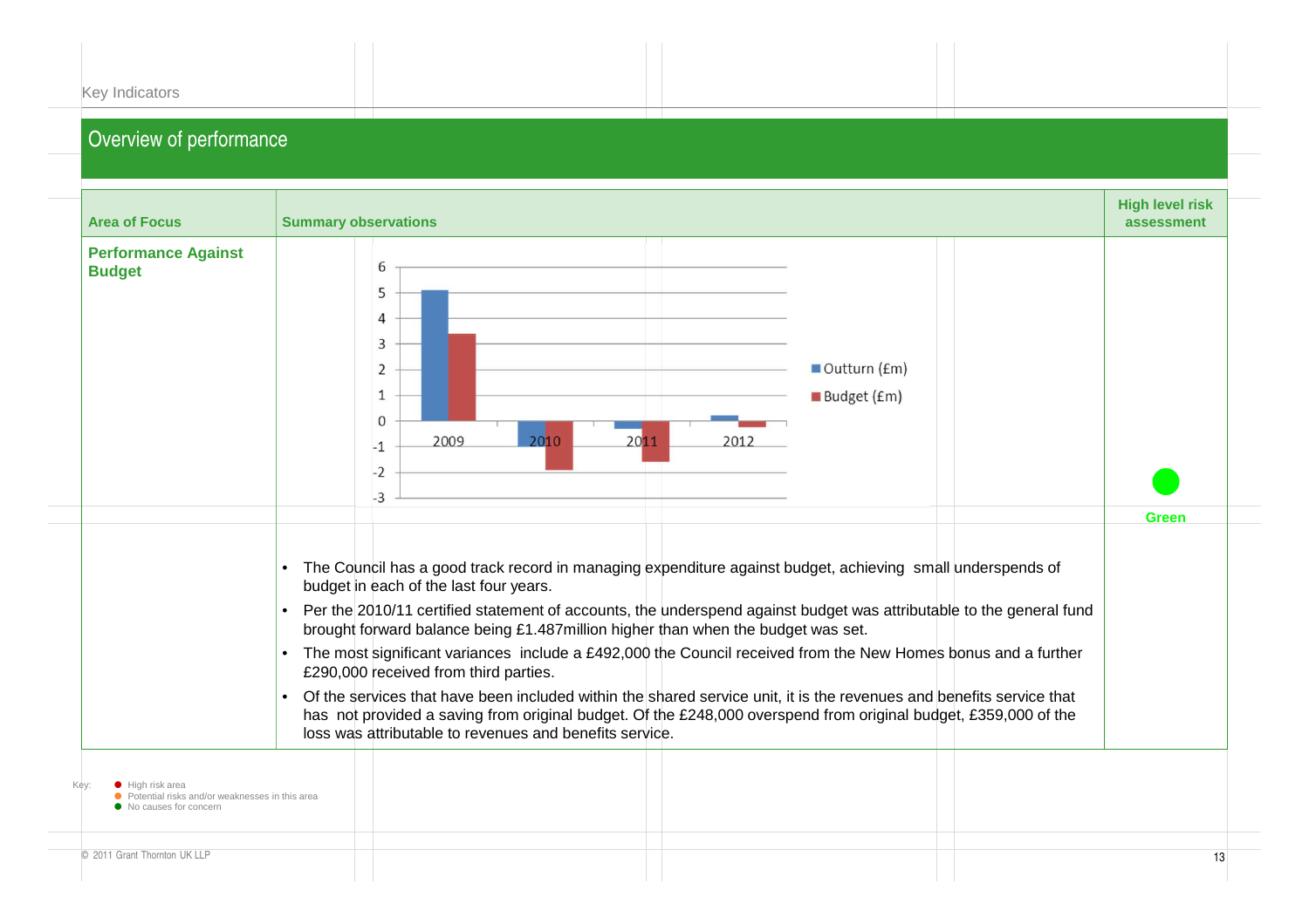Key Indicators

# Overview of performance

| Area of Focus | Summary observations | High level risk assessment |
|---|---|---|
| **Performance Against Budget** | Chart: Outturn (£m) and Budget (£m), 2009–2012 (y-axis from -3 to 6)<br><br>• The Council has a good track record in managing expenditure against budget, achieving small underspends of budget in each of the last four years.<br>• Per the 2010/11 certified statement of accounts, the underspend against budget was attributable to the general fund brought forward balance being £1.487million higher than when the budget was set.<br>• The most significant variances include a £492,000 the Council received from the New Homes bonus and a further £290,000 received from third parties.<br>• Of the services that have been included within the shared service unit, it is the revenues and benefits service that has not provided a saving from original budget. Of the £248,000 overspend from original budget, £359,000 of the loss was attributable to revenues and benefits service. | Green |

Key:
- High risk area
- Potential risks and/or weaknesses in this area
- No causes for concern

© 2011 Grant Thornton UK LLP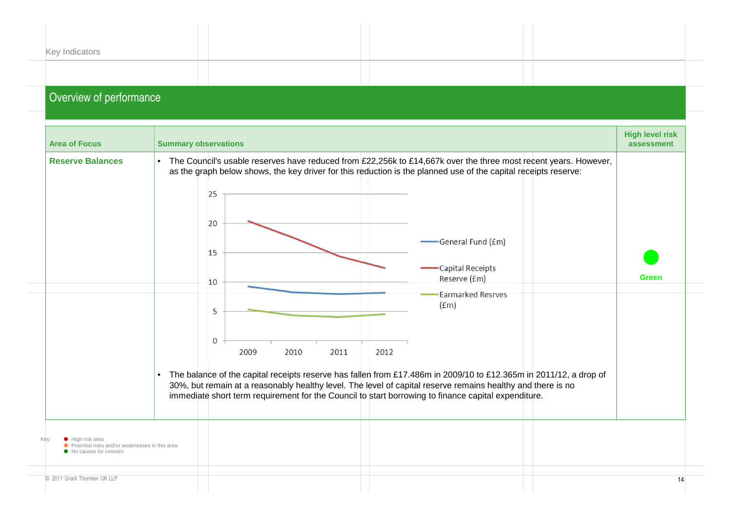Key Indicators

## Overview of performance

| Area of Focus | Summary observations | High level risk assessment |
|---|---|---|
| **Reserve Balances** | • The Council's usable reserves have reduced from £22,256k to £14,667k over the three most recent years. However, as the graph below shows, the key driver for this reduction is the planned use of the capital receipts reserve:<br><br>[Chart: General Fund (£m), Capital Receipts Reserve (£m), Earmarked Resrves (£m) for 2009–2012; y-axis 0–25]<br><br>• The balance of the capital receipts reserve has fallen from £17.486m in 2009/10 to £12.365m in 2011/12, a drop of 30%, but remain at a reasonably healthy level. The level of capital reserve remains healthy and there is no immediate short term requirement for the Council to start borrowing to finance capital expenditure. | Green |

Key:
- High risk area
- Potential risks and/or weaknesses in this area
- No causes for concern

© 2011 Grant Thornton UK LLP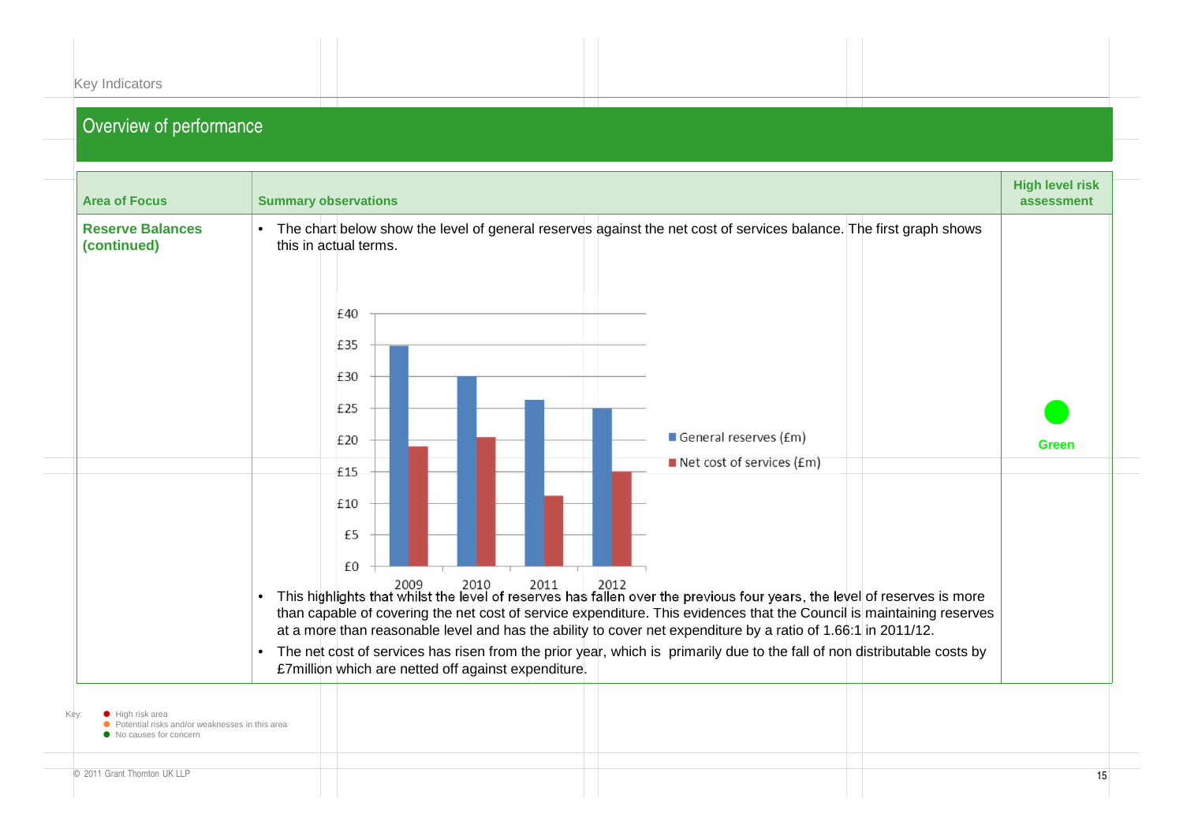Key Indicators

## Overview of performance

| Area of Focus | Summary observations | High level risk assessment |
|---|---|---|
| **Reserve Balances (continued)** | • The chart below show the level of general reserves against the net cost of services balance. The first graph shows this in actual terms.<br><br>£40<br>£35<br>£30<br>£25<br>£20<br>£15<br>£10<br>£5<br>£0<br>2009 2010 2011 2012<br>General reserves (£m)<br>Net cost of services (£m)<br><br>• This highlights that whilst the level of reserves has fallen over the previous four years, the level of reserves is more than capable of covering the net cost of service expenditure. This evidences that the Council is maintaining reserves at a more than reasonable level and has the ability to cover net expenditure by a ratio of 1.66:1 in 2011/12.<br>• The net cost of services has risen from the prior year, which is primarily due to the fall of non distributable costs by £7million which are netted off against expenditure. | Green |

Key:
- High risk area
- Potential risks and/or weaknesses in this area
- No causes for concern

© 2011 Grant Thornton UK LLP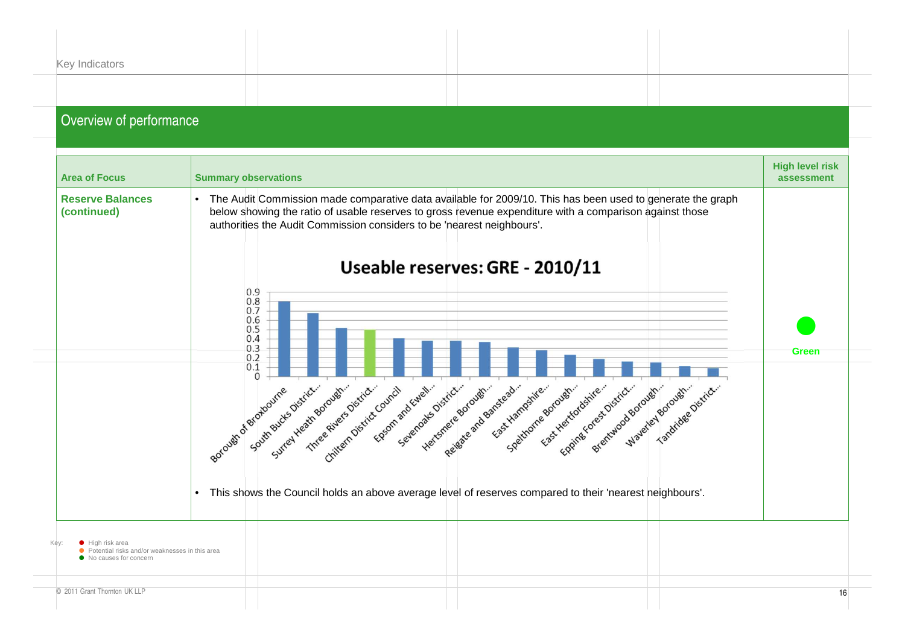Key Indicators

## Overview of performance

| Area of Focus | Summary observations | High level risk assessment |
|---|---|---|
| **Reserve Balances (continued)** | • The Audit Commission made comparative data available for 2009/10. This has been used to generate the graph below showing the ratio of usable reserves to gross revenue expenditure with a comparison against those authorities the Audit Commission considers to be 'nearest neighbours'.<br><br>**Useable reserves: GRE - 2010/11**<br><br>Borough of Broxbourne, South Bucks District..., Surrey Heath Borough..., Three Rivers District..., Chiltern District Council, Epsom and Ewell..., Sevenoaks District..., Hertsmere Borough..., Reigate and Banstead..., East Hampshire..., Spelthorne Borough..., East Hertfordshire..., Epping Forest District..., Brentwood Borough..., Waverley Borough..., Tandridge District...<br><br>• This shows the Council holds an above average level of reserves compared to their 'nearest neighbours'. | Green |

Key:
- High risk area
- Potential risks and/or weaknesses in this area
- No causes for concern

© 2011 Grant Thornton UK LLP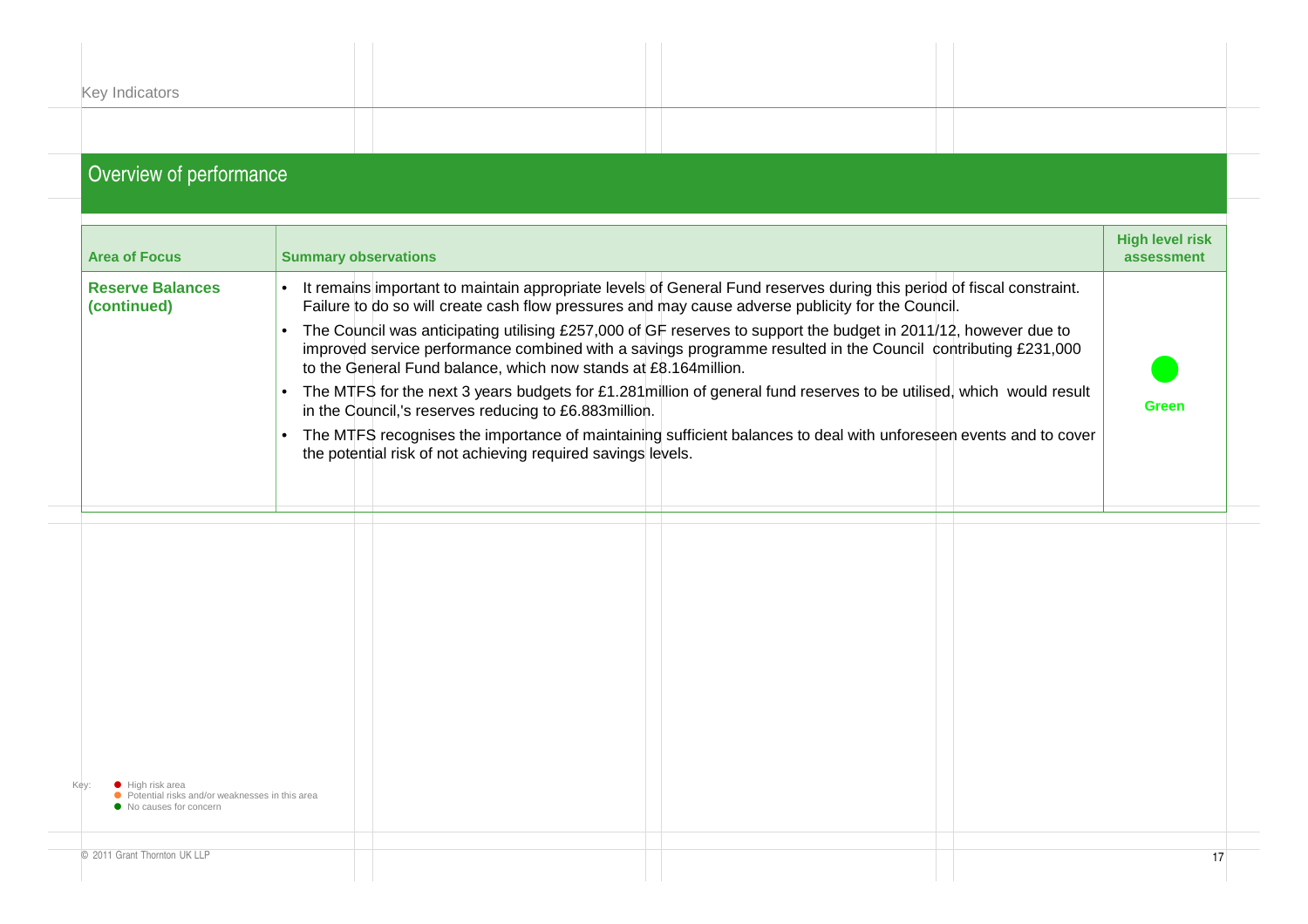Key Indicators

## Overview of performance

| Area of Focus | Summary observations | High level risk assessment |
|---|---|---|
| **Reserve Balances (continued)** | • It remains important to maintain appropriate levels of General Fund reserves during this period of fiscal constraint. Failure to do so will create cash flow pressures and may cause adverse publicity for the Council.<br>• The Council was anticipating utilising £257,000 of GF reserves to support the budget in 2011/12, however due to improved service performance combined with a savings programme resulted in the Council contributing £231,000 to the General Fund balance, which now stands at £8.164million.<br>• The MTFS for the next 3 years budgets for £1.281million of general fund reserves to be utilised, which would result in the Council,'s reserves reducing to £6.883million.<br>• The MTFS recognises the importance of maintaining sufficient balances to deal with unforeseen events and to cover the potential risk of not achieving required savings levels. | ● Green |

Key:
- ● High risk area
- ● Potential risks and/or weaknesses in this area
- ● No causes for concern

© 2011 Grant Thornton UK LLP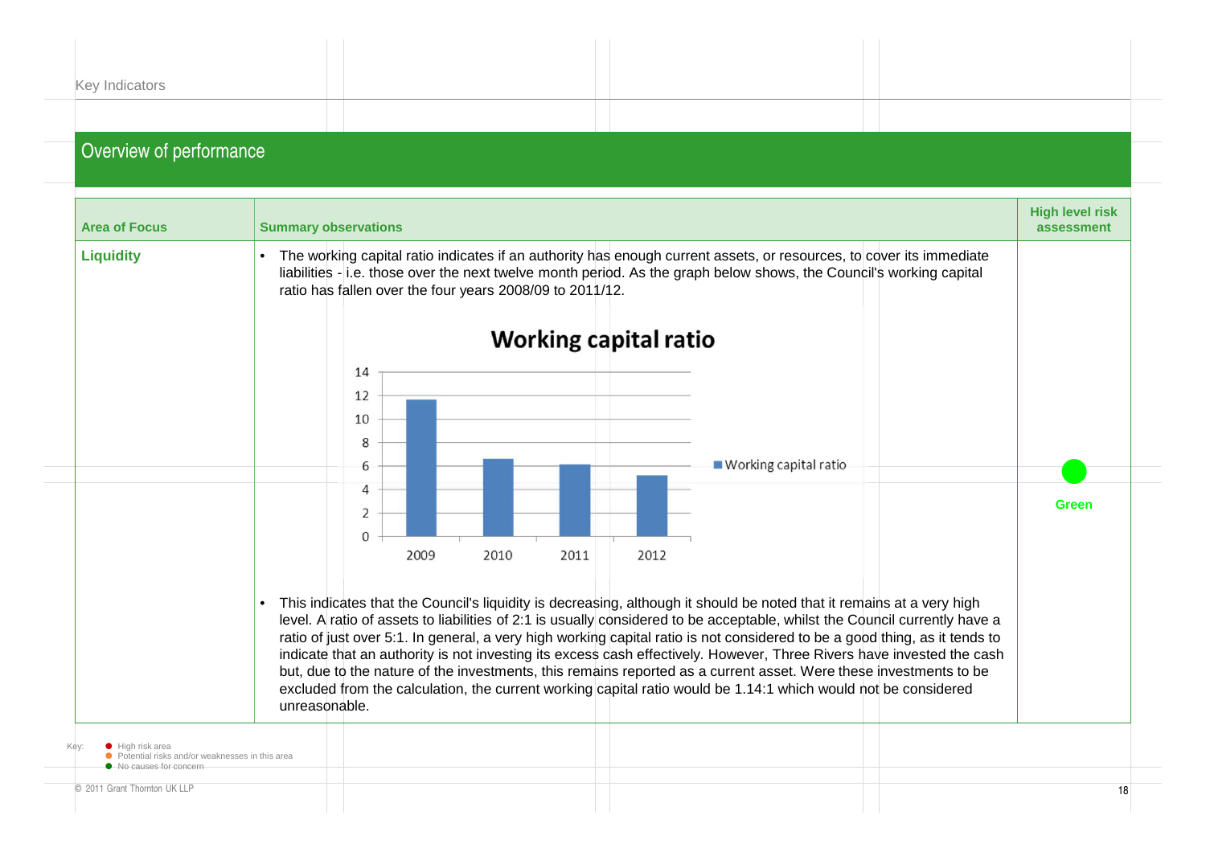Key Indicators

## Overview of performance

| Area of Focus | Summary observations | High level risk assessment |
|---|---|---|
| **Liquidity** | • The working capital ratio indicates if an authority has enough current assets, or resources, to cover its immediate liabilities - i.e. those over the next twelve month period. As the graph below shows, the Council's working capital ratio has fallen over the four years 2008/09 to 2011/12.<br><br>**Working capital ratio**<br>2009: ~11.6; 2010: ~6.6; 2011: ~6.1; 2012: ~5.2<br><br>• This indicates that the Council's liquidity is decreasing, although it should be noted that it remains at a very high level. A ratio of assets to liabilities of 2:1 is usually considered to be acceptable, whilst the Council currently have a ratio of just over 5:1. In general, a very high working capital ratio is not considered to be a good thing, as it tends to indicate that an authority is not investing its excess cash effectively. However, Three Rivers have invested the cash but, due to the nature of the investments, this remains reported as a current asset. Were these investments to be excluded from the calculation, the current working capital ratio would be 1.14:1 which would not be considered unreasonable. | Green |

Key:
- High risk area
- Potential risks and/or weaknesses in this area
- No causes for concern

© 2011 Grant Thornton UK LLP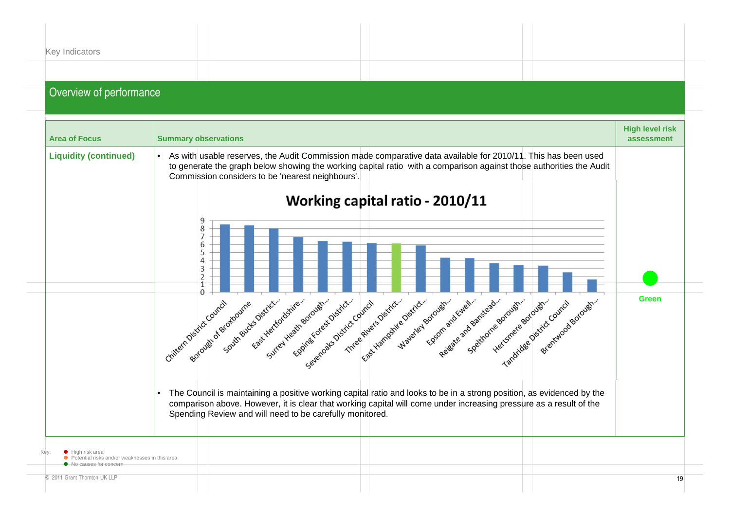Key Indicators

## Overview of performance

| Area of Focus | Summary observations | High level risk assessment |
|---|---|---|
| **Liquidity (continued)** | • As with usable reserves, the Audit Commission made comparative data available for 2010/11. This has been used to generate the graph below showing the working capital ratio with a comparison against those authorities the Audit Commission considers to be 'nearest neighbours'.<br><br>**Working capital ratio - 2010/11**<br><br>Chiltern District Council, Borough of Broxbourne, South Bucks District..., East Hertfordshire..., Surrey Heath Borough..., Epping Forest District..., Sevenoaks District Council, Three Rivers District..., East Hampshire District..., Waverley Borough..., Epsom and Ewell..., Reigate and Banstead..., Spelthorne Borough..., Hertsmere Borough..., Tandridge District Council, Brentwood Borough...<br><br>• The Council is maintaining a positive working capital ratio and looks to be in a strong position, as evidenced by the comparison above. However, it is clear that working capital will come under increasing pressure as a result of the Spending Review and will need to be carefully monitored. | Green |

Key:
- High risk area
- Potential risks and/or weaknesses in this area
- No causes for concern

© 2011 Grant Thornton UK LLP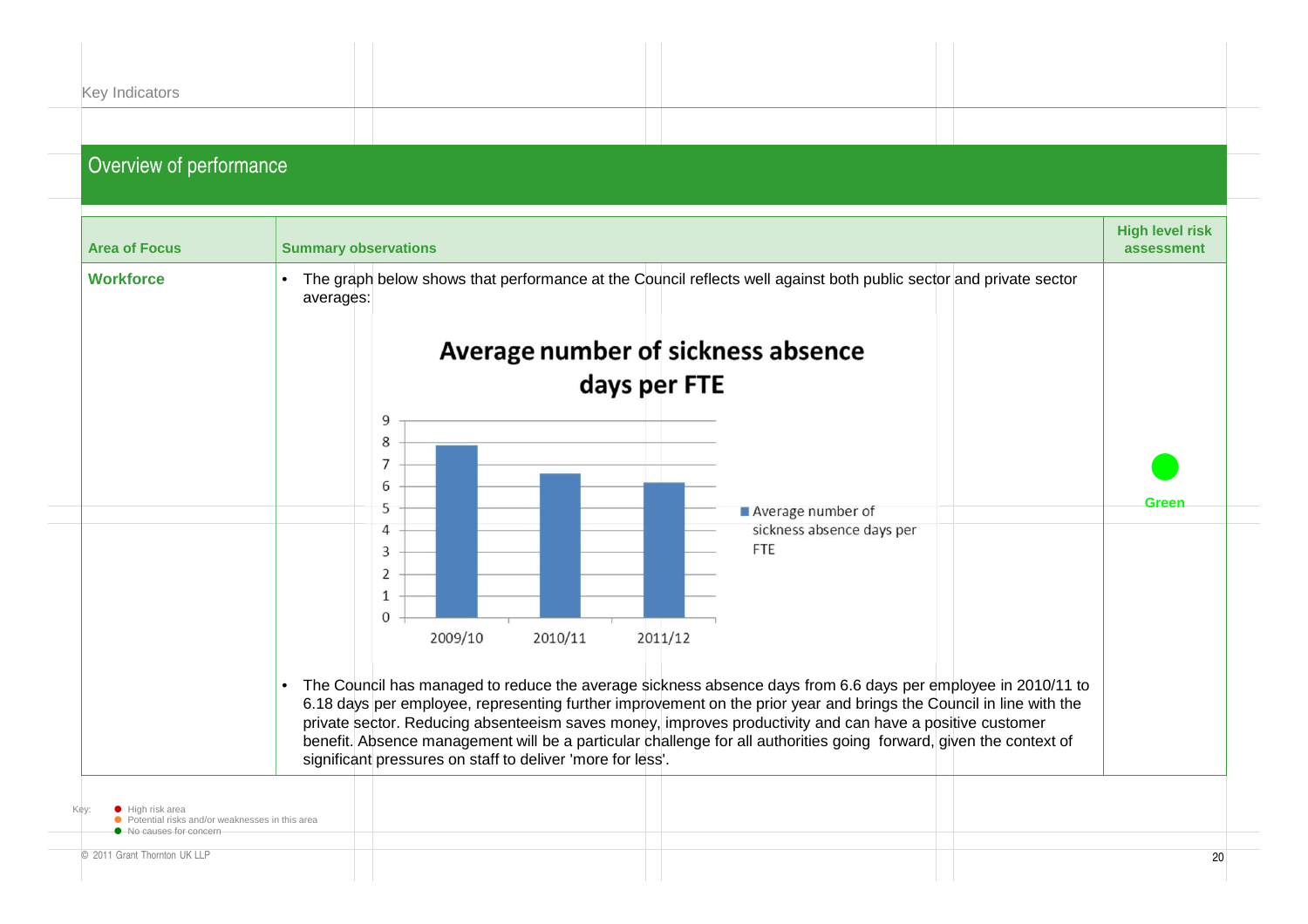Key Indicators

## Overview of performance

| Area of Focus | Summary observations | High level risk assessment |
|---|---|---|
| **Workforce** | • The graph below shows that performance at the Council reflects well against both public sector and private sector averages:<br><br>**Average number of sickness absence days per FTE**<br><br>(Chart: Average number of sickness absence days per FTE — 2009/10, 2010/11, 2011/12)<br><br>• The Council has managed to reduce the average sickness absence days from 6.6 days per employee in 2010/11 to 6.18 days per employee, representing further improvement on the prior year and brings the Council in line with the private sector. Reducing absenteeism saves money, improves productivity and can have a positive customer benefit. Absence management will be a particular challenge for all authorities going forward, given the context of significant pressures on staff to deliver 'more for less'. | Green |

Key:
- High risk area
- Potential risks and/or weaknesses in this area
- No causes for concern

© 2011 Grant Thornton UK LLP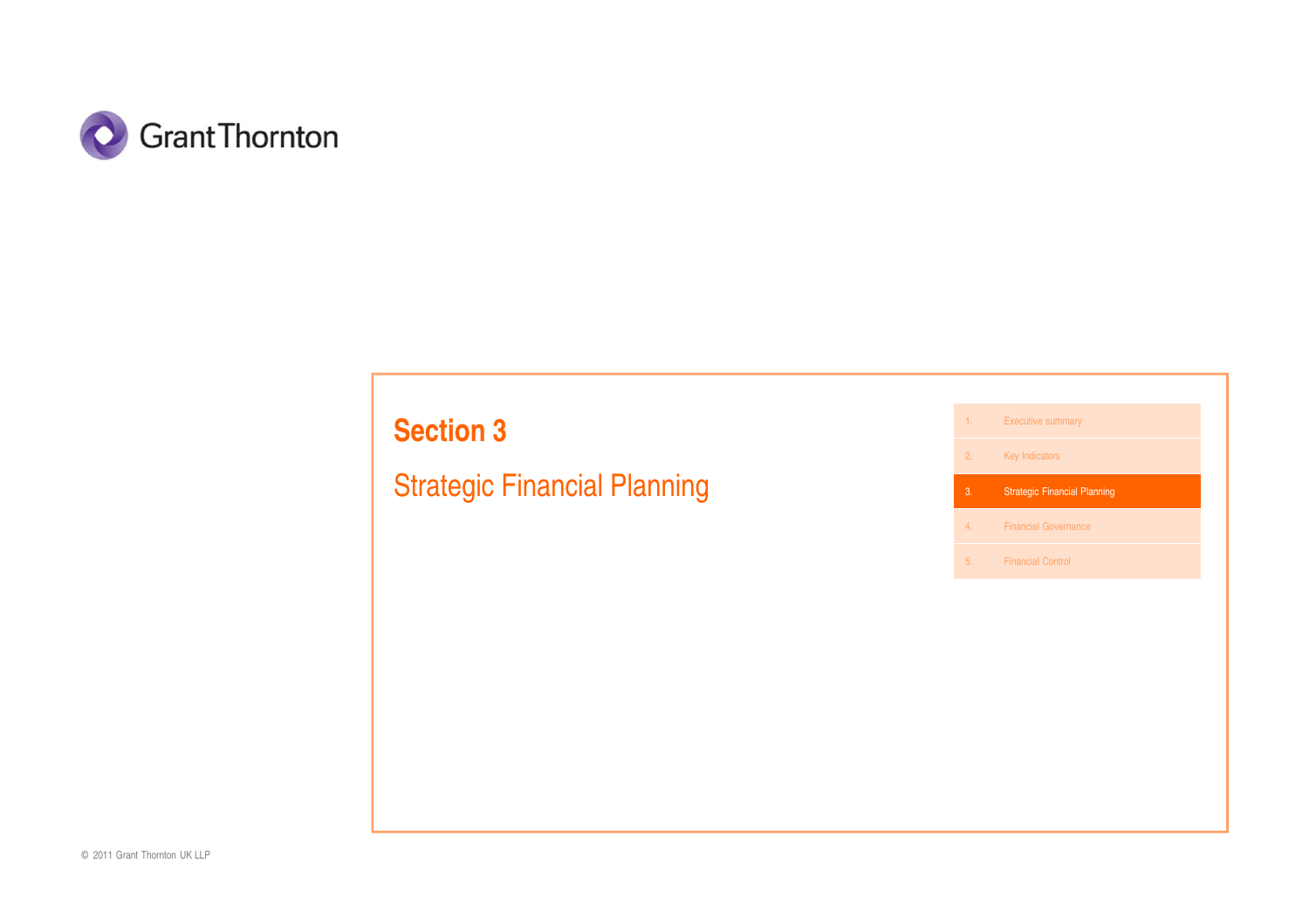# Section 3

## Strategic Financial Planning

1. Executive summary
2. Key Indicators
3. Strategic Financial Planning
4. Financial Governance
5. Financial Control

© 2011 Grant Thornton UK LLP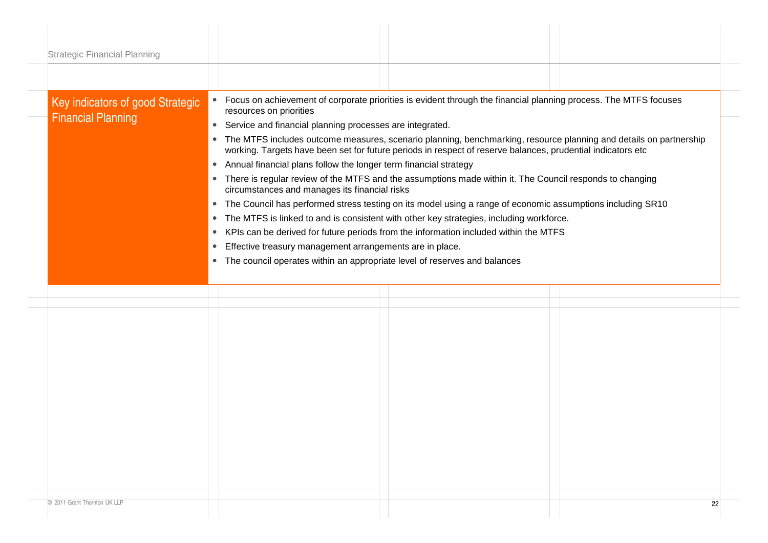## Key indicators of good Strategic Financial Planning

- Focus on achievement of corporate priorities is evident through the financial planning process. The MTFS focuses resources on priorities
- Service and financial planning processes are integrated.
- The MTFS includes outcome measures, scenario planning, benchmarking, resource planning and details on partnership working. Targets have been set for future periods in respect of reserve balances, prudential indicators etc
- Annual financial plans follow the longer term financial strategy
- There is regular review of the MTFS and the assumptions made within it. The Council responds to changing circumstances and manages its financial risks
- The Council has performed stress testing on its model using a range of economic assumptions including SR10
- The MTFS is linked to and is consistent with other key strategies, including workforce.
- KPIs can be derived for future periods from the information included within the MTFS
- Effective treasury management arrangements are in place.
- The council operates within an appropriate level of reserves and balances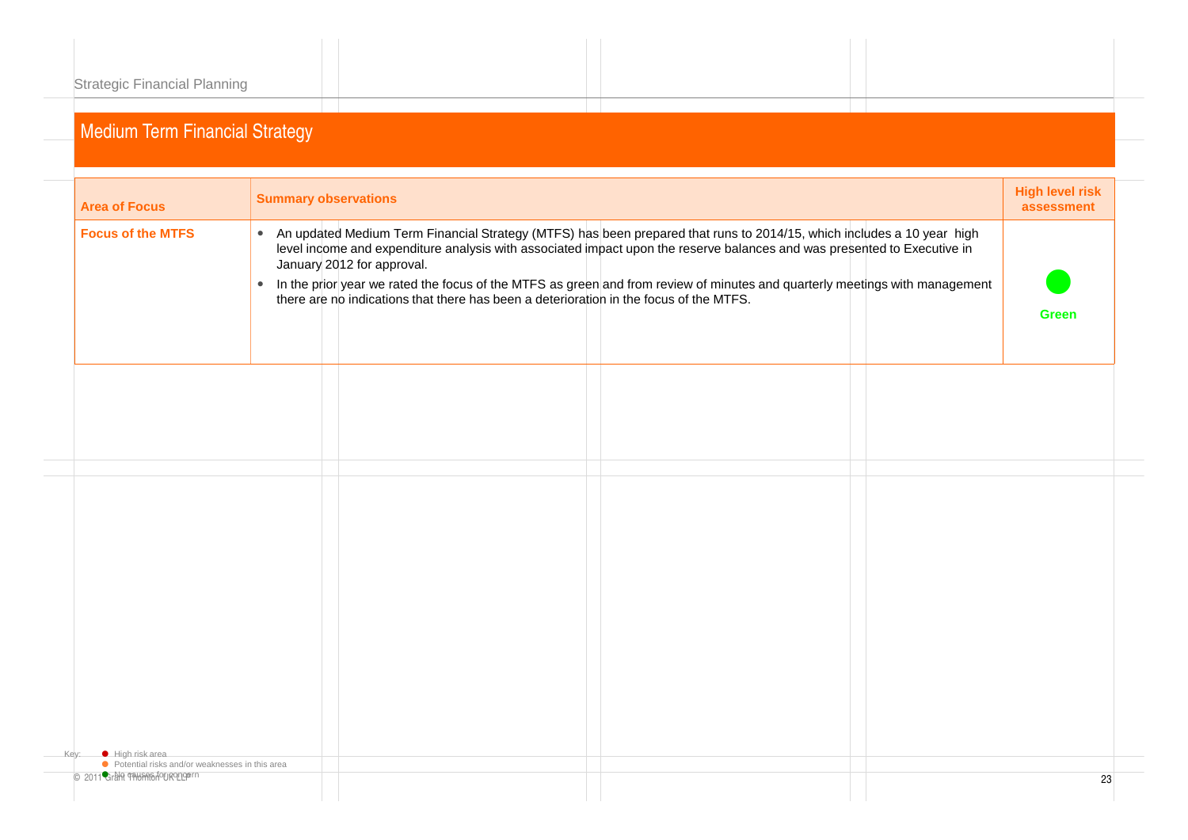Strategic Financial Planning

## Medium Term Financial Strategy

| Area of Focus | Summary observations | High level risk assessment |
|---|---|---|
| **Focus of the MTFS** | • An updated Medium Term Financial Strategy (MTFS) has been prepared that runs to 2014/15, which includes a 10 year high level income and expenditure analysis with associated impact upon the reserve balances and was presented to Executive in January 2012 for approval.<br>• In the prior year we rated the focus of the MTFS as green and from review of minutes and quarterly meetings with management there are no indications that there has been a deterioration in the focus of the MTFS. | Green |

Key:
- High risk area
- Potential risks and/or weaknesses in this area
- No causes for concern

© 2011 Grant Thornton UK LLP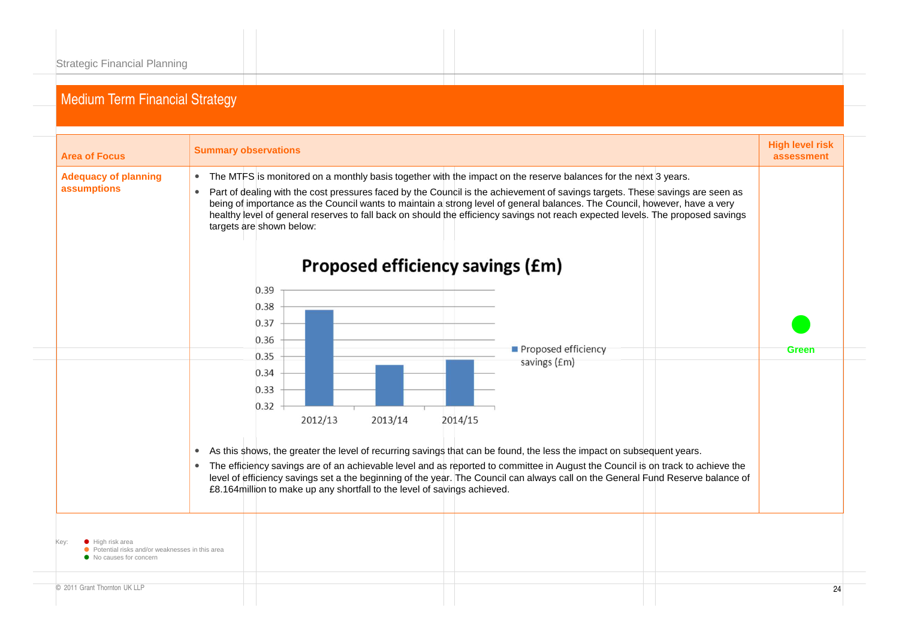# Medium Term Financial Strategy

| Area of Focus | Summary observations | High level risk assessment |
|---|---|---|
| **Adequacy of planning assumptions** | • The MTFS is monitored on a monthly basis together with the impact on the reserve balances for the next 3 years.<br>• Part of dealing with the cost pressures faced by the Council is the achievement of savings targets. These savings are seen as being of importance as the Council wants to maintain a strong level of general balances. The Council, however, have a very healthy level of general reserves to fall back on should the efficiency savings not reach expected levels. The proposed savings targets are shown below:<br><br>**Proposed efficiency savings (£m)**<br><br>2012/13: ~0.378; 2013/14: ~0.345; 2014/15: ~0.348<br><br>• As this shows, the greater the level of recurring savings that can be found, the less the impact on subsequent years.<br>• The efficiency savings are of an achievable level and as reported to committee in August the Council is on track to achieve the level of efficiency savings set a the beginning of the year. The Council can always call on the General Fund Reserve balance of £8.164million to make up any shortfall to the level of savings achieved. | Green |

Key:
- High risk area
- Potential risks and/or weaknesses in this area
- No causes for concern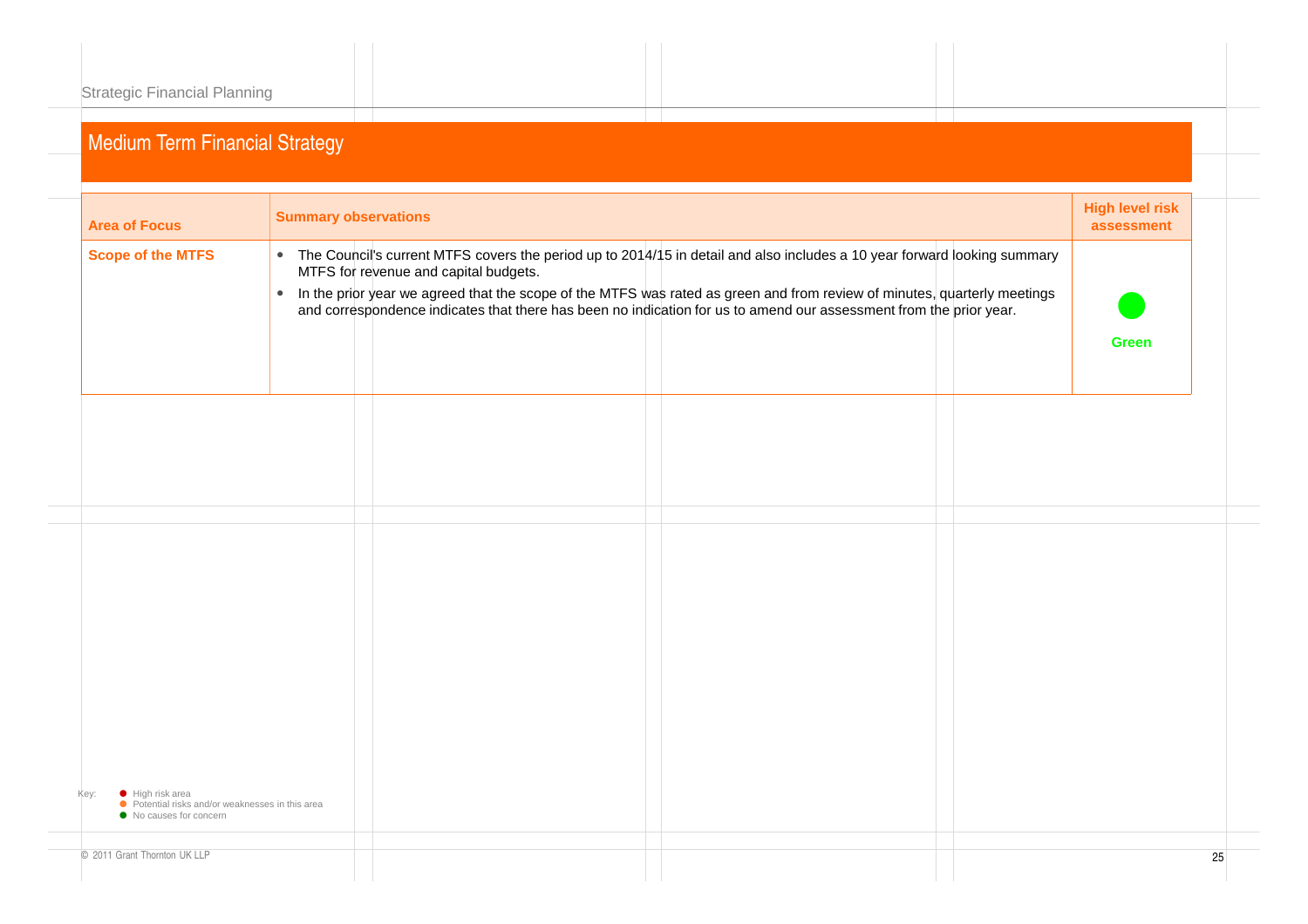# Medium Term Financial Strategy

| Area of Focus | Summary observations | High level risk assessment |
|---|---|---|
| **Scope of the MTFS** | • The Council's current MTFS covers the period up to 2014/15 in detail and also includes a 10 year forward looking summary MTFS for revenue and capital budgets.<br>• In the prior year we agreed that the scope of the MTFS was rated as green and from review of minutes, quarterly meetings and correspondence indicates that there has been no indication for us to amend our assessment from the prior year. | Green |

Key:
- High risk area
- Potential risks and/or weaknesses in this area
- No causes for concern

© 2011 Grant Thornton UK LLP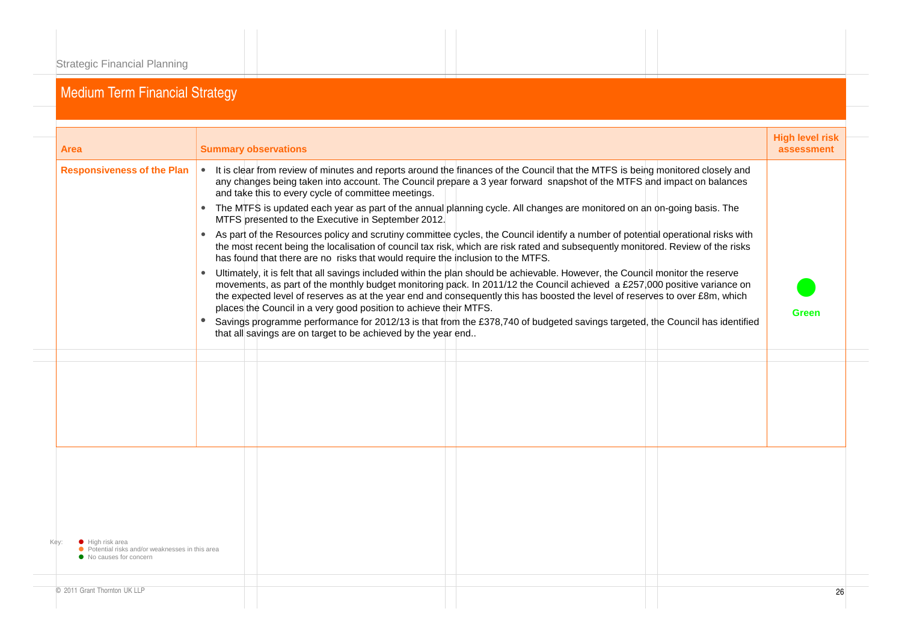Strategic Financial Planning

# Medium Term Financial Strategy

| Area | Summary observations | High level risk assessment |
|---|---|---|
| **Responsiveness of the Plan** | • It is clear from review of minutes and reports around the finances of the Council that the MTFS is being monitored closely and any changes being taken into account. The Council prepare a 3 year forward snapshot of the MTFS and impact on balances and take this to every cycle of committee meetings.<br>• The MTFS is updated each year as part of the annual planning cycle. All changes are monitored on an on-going basis. The MTFS presented to the Executive in September 2012.<br>• As part of the Resources policy and scrutiny committee cycles, the Council identify a number of potential operational risks with the most recent being the localisation of council tax risk, which are risk rated and subsequently monitored. Review of the risks has found that there are no risks that would require the inclusion to the MTFS.<br>• Ultimately, it is felt that all savings included within the plan should be achievable. However, the Council monitor the reserve movements, as part of the monthly budget monitoring pack. In 2011/12 the Council achieved a £257,000 positive variance on the expected level of reserves as at the year end and consequently this has boosted the level of reserves to over £8m, which places the Council in a very good position to achieve their MTFS.<br>• Savings programme performance for 2012/13 is that from the £378,740 of budgeted savings targeted, the Council has identified that all savings are on target to be achieved by the year end.. | Green |
| | | |

Key:
- High risk area
- Potential risks and/or weaknesses in this area
- No causes for concern

© 2011 Grant Thornton UK LLP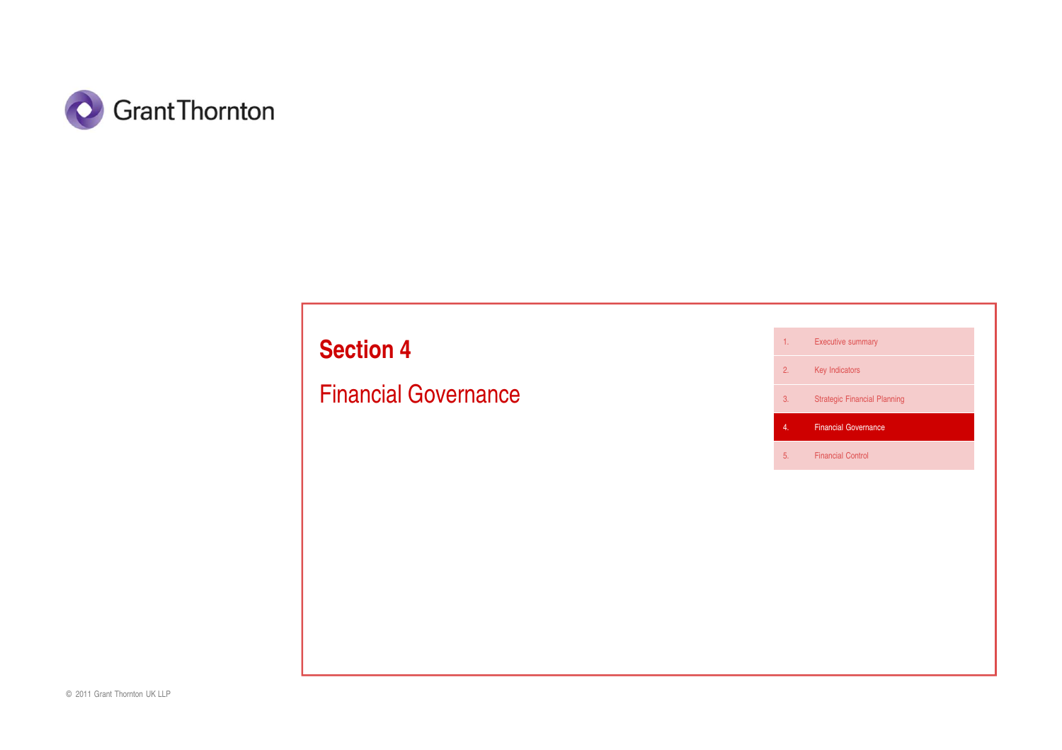# Section 4

## Financial Governance

1. Executive summary
2. Key Indicators
3. Strategic Financial Planning
4. Financial Governance
5. Financial Control

© 2011 Grant Thornton UK LLP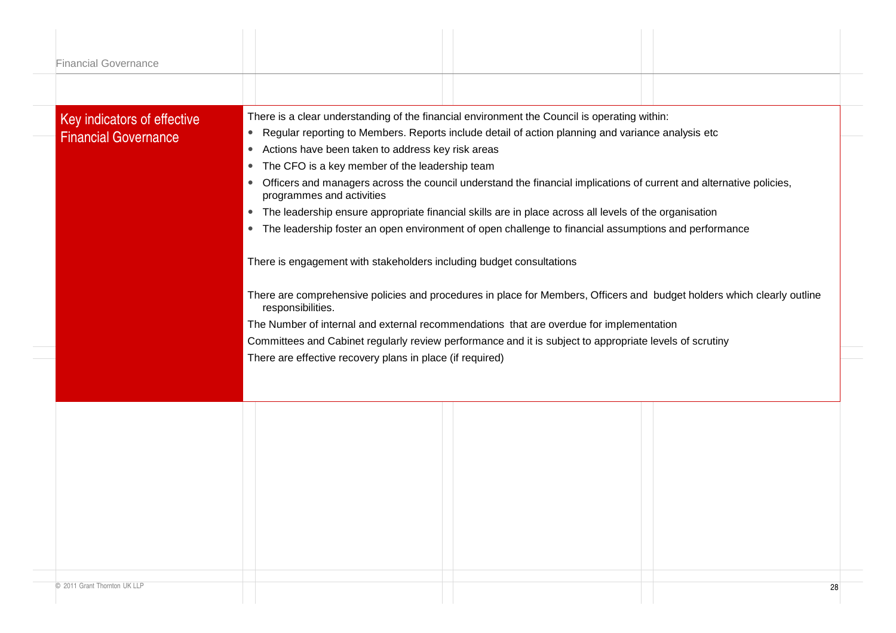## Key indicators of effective Financial Governance

There is a clear understanding of the financial environment the Council is operating within:

- Regular reporting to Members. Reports include detail of action planning and variance analysis etc
- Actions have been taken to address key risk areas
- The CFO is a key member of the leadership team
- Officers and managers across the council understand the financial implications of current and alternative policies, programmes and activities
- The leadership ensure appropriate financial skills are in place across all levels of the organisation
- The leadership foster an open environment of open challenge to financial assumptions and performance

There is engagement with stakeholders including budget consultations

There are comprehensive policies and procedures in place for Members, Officers and budget holders which clearly outline responsibilities.

The Number of internal and external recommendations that are overdue for implementation

Committees and Cabinet regularly review performance and it is subject to appropriate levels of scrutiny

There are effective recovery plans in place (if required)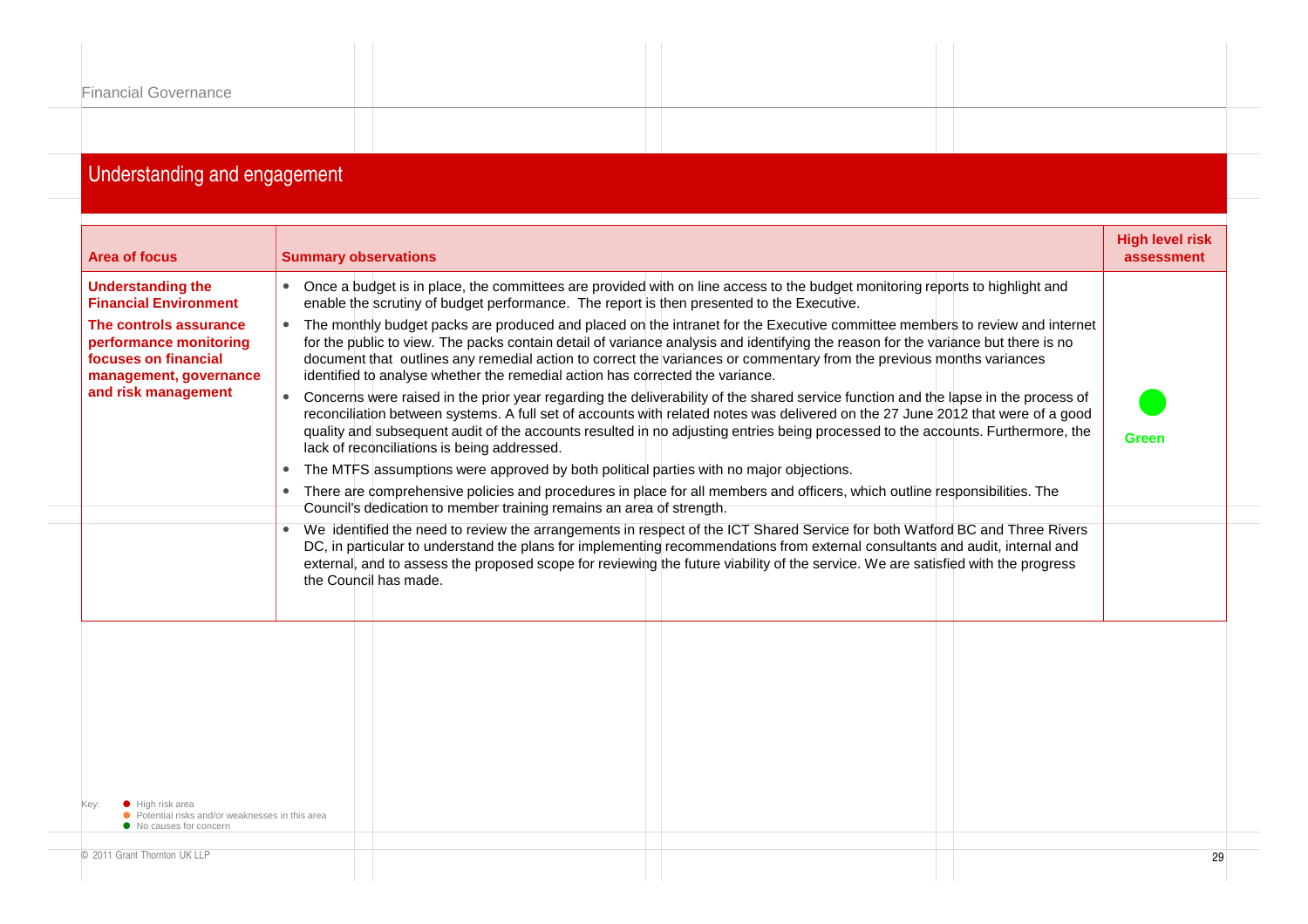## Understanding and engagement

| Area of focus | Summary observations | High level risk assessment |
|---|---|---|
| **Understanding the Financial Environment**<br>**The controls assurance performance monitoring focuses on financial management, governance and risk management** | • Once a budget is in place, the committees are provided with on line access to the budget monitoring reports to highlight and enable the scrutiny of budget performance. The report is then presented to the Executive.<br>• The monthly budget packs are produced and placed on the intranet for the Executive committee members to review and internet for the public to view. The packs contain detail of variance analysis and identifying the reason for the variance but there is no document that outlines any remedial action to correct the variances or commentary from the previous months variances identified to analyse whether the remedial action has corrected the variance.<br>• Concerns were raised in the prior year regarding the deliverability of the shared service function and the lapse in the process of reconciliation between systems. A full set of accounts with related notes was delivered on the 27 June 2012 that were of a good quality and subsequent audit of the accounts resulted in no adjusting entries being processed to the accounts. Furthermore, the lack of reconciliations is being addressed.<br>• The MTFS assumptions were approved by both political parties with no major objections.<br>• There are comprehensive policies and procedures in place for all members and officers, which outline responsibilities. The Council's dedication to member training remains an area of strength.<br>• We identified the need to review the arrangements in respect of the ICT Shared Service for both Watford BC and Three Rivers DC, in particular to understand the plans for implementing recommendations from external consultants and audit, internal and external, and to assess the proposed scope for reviewing the future viability of the service. We are satisfied with the progress the Council has made. | ● Green |

Key:
- ● High risk area
- ● Potential risks and/or weaknesses in this area
- ● No causes for concern

© 2011 Grant Thornton UK LLP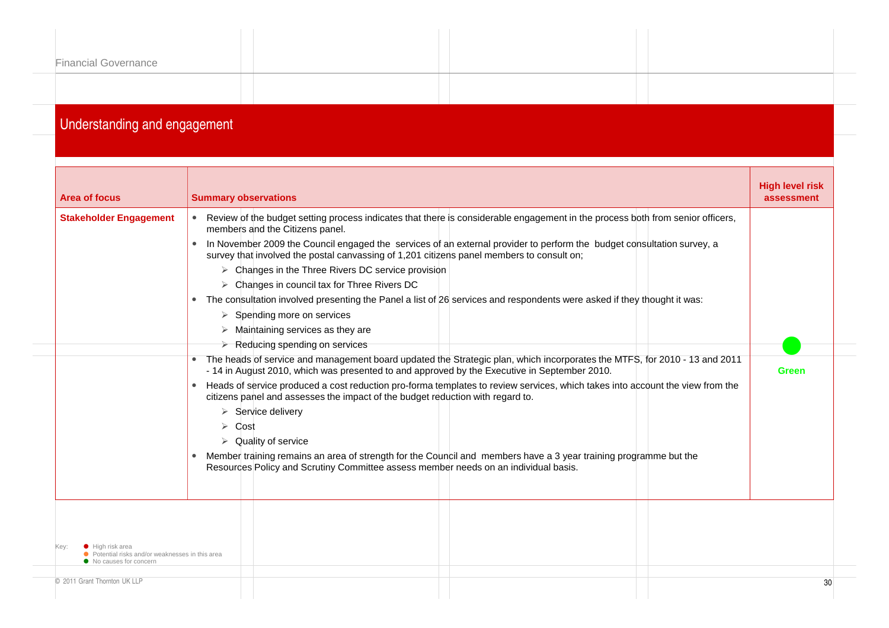## Understanding and engagement

| Area of focus | Summary observations | High level risk assessment |
|---|---|---|
| **Stakeholder Engagement** | • Review of the budget setting process indicates that there is considerable engagement in the process both from senior officers, members and the Citizens panel.<br>• In November 2009 the Council engaged the services of an external provider to perform the budget consultation survey, a survey that involved the postal canvassing of 1,201 citizens panel members to consult on;<br>&nbsp;&nbsp;➢ Changes in the Three Rivers DC service provision<br>&nbsp;&nbsp;➢ Changes in council tax for Three Rivers DC<br>• The consultation involved presenting the Panel a list of 26 services and respondents were asked if they thought it was:<br>&nbsp;&nbsp;➢ Spending more on services<br>&nbsp;&nbsp;➢ Maintaining services as they are<br>&nbsp;&nbsp;➢ Reducing spending on services<br>• The heads of service and management board updated the Strategic plan, which incorporates the MTFS, for 2010 - 13 and 2011 - 14 in August 2010, which was presented to and approved by the Executive in September 2010.<br>• Heads of service produced a cost reduction pro-forma templates to review services, which takes into account the view from the citizens panel and assesses the impact of the budget reduction with regard to.<br>&nbsp;&nbsp;➢ Service delivery<br>&nbsp;&nbsp;➢ Cost<br>&nbsp;&nbsp;➢ Quality of service<br>• Member training remains an area of strength for the Council and members have a 3 year training programme but the Resources Policy and Scrutiny Committee assess member needs on an individual basis. | **Green** |

Key:
- High risk area
- Potential risks and/or weaknesses in this area
- No causes for concern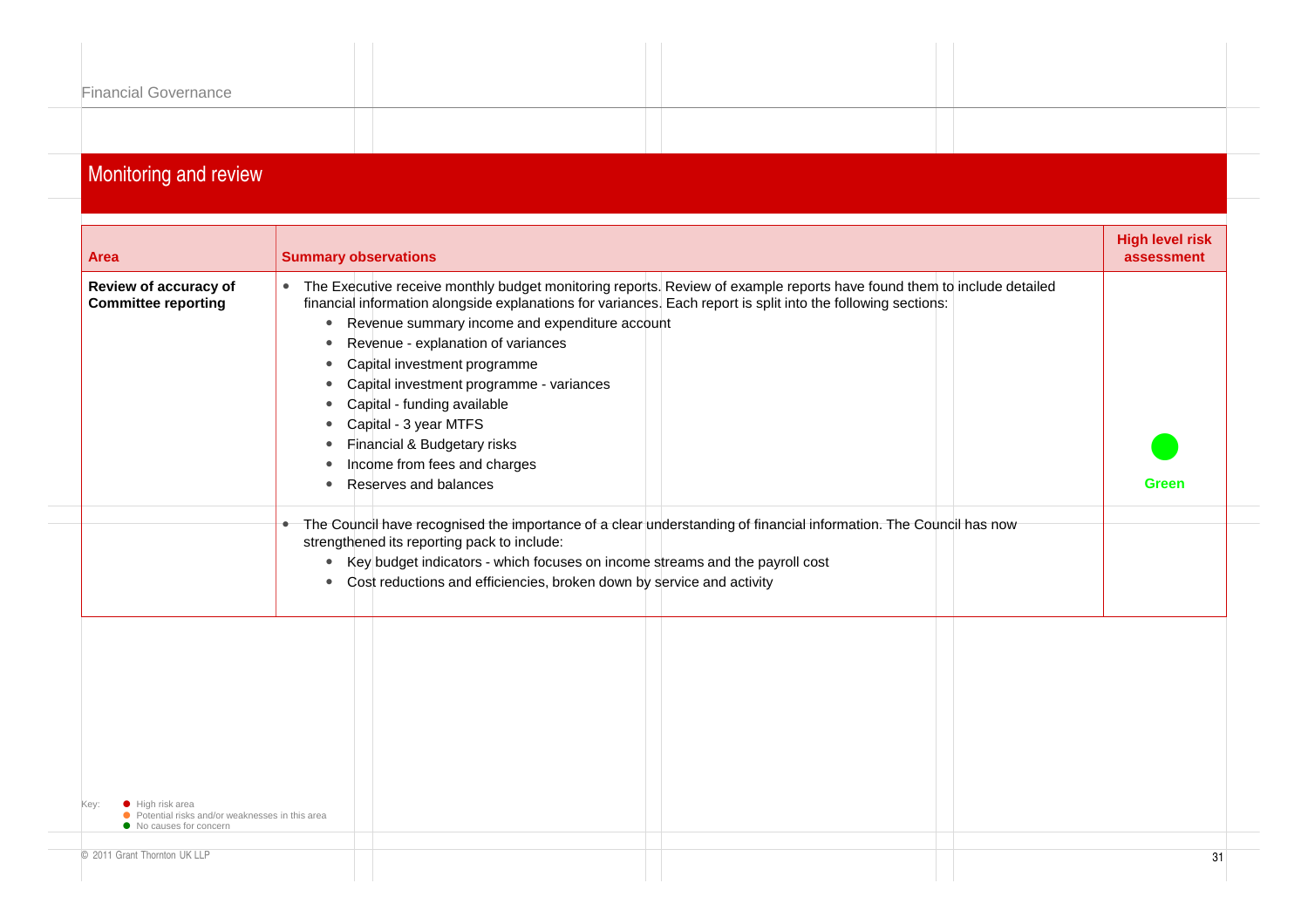## Monitoring and review

| Area | Summary observations | High level risk assessment |
|---|---|---|
| **Review of accuracy of Committee reporting** | • The Executive receive monthly budget monitoring reports. Review of example reports have found them to include detailed financial information alongside explanations for variances. Each report is split into the following sections:<br>  • Revenue summary income and expenditure account<br>  • Revenue - explanation of variances<br>  • Capital investment programme<br>  • Capital investment programme - variances<br>  • Capital - funding available<br>  • Capital - 3 year MTFS<br>  • Financial & Budgetary risks<br>  • Income from fees and charges<br>  • Reserves and balances<br><br>• The Council have recognised the importance of a clear understanding of financial information. The Council has now strengthened its reporting pack to include:<br>  • Key budget indicators - which focuses on income streams and the payroll cost<br>  • Cost reductions and efficiencies, broken down by service and activity | Green |

Key:
- High risk area
- Potential risks and/or weaknesses in this area
- No causes for concern

© 2011 Grant Thornton UK LLP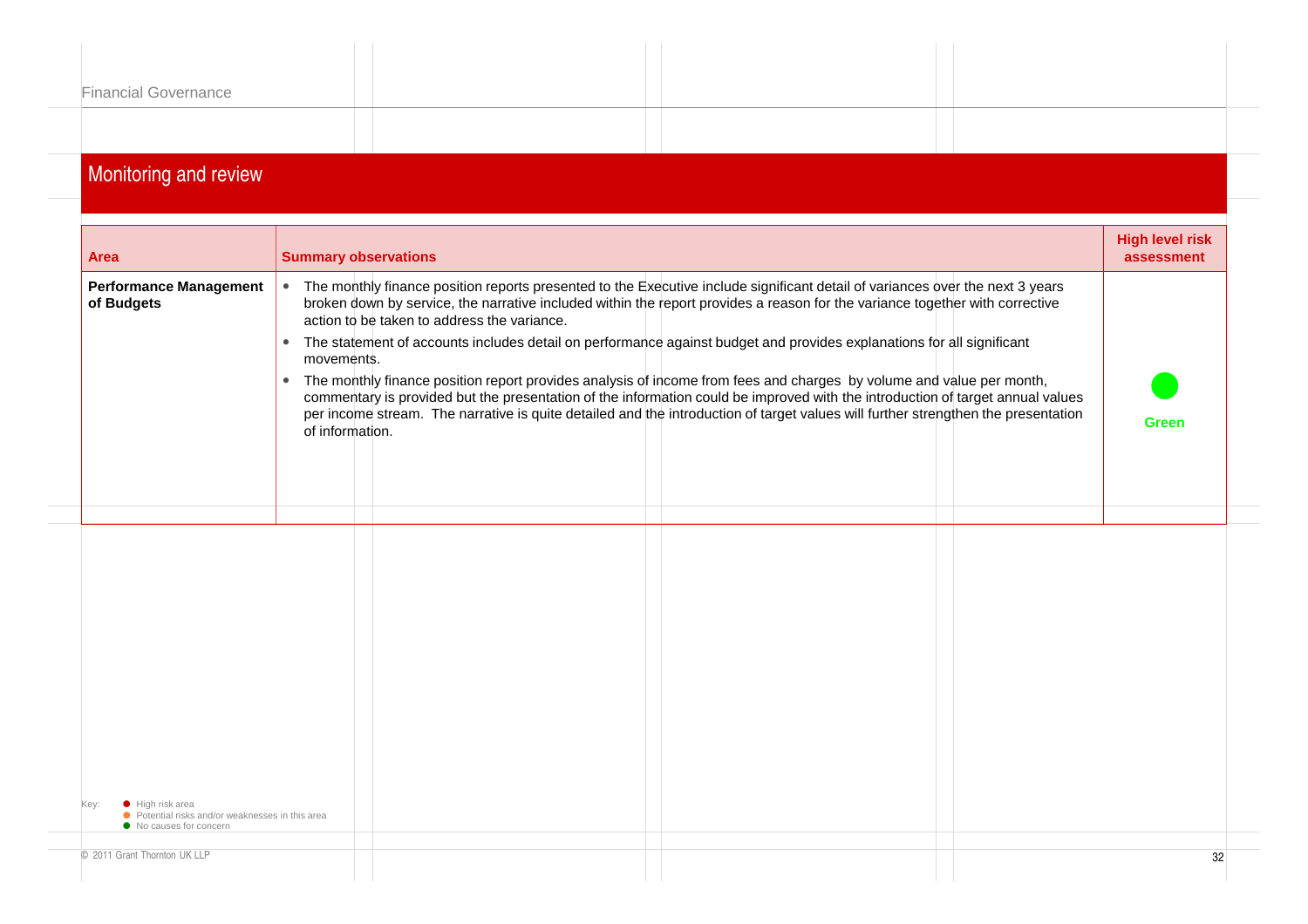## Monitoring and review

| Area | Summary observations | High level risk assessment |
|---|---|---|
| **Performance Management of Budgets** | • The monthly finance position reports presented to the Executive include significant detail of variances over the next 3 years broken down by service, the narrative included within the report provides a reason for the variance together with corrective action to be taken to address the variance.<br>• The statement of accounts includes detail on performance against budget and provides explanations for all significant movements.<br>• The monthly finance position report provides analysis of income from fees and charges by volume and value per month, commentary is provided but the presentation of the information could be improved with the introduction of target annual values per income stream. The narrative is quite detailed and the introduction of target values will further strengthen the presentation of information. | Green |

Key:
- High risk area
- Potential risks and/or weaknesses in this area
- No causes for concern

© 2011 Grant Thornton UK LLP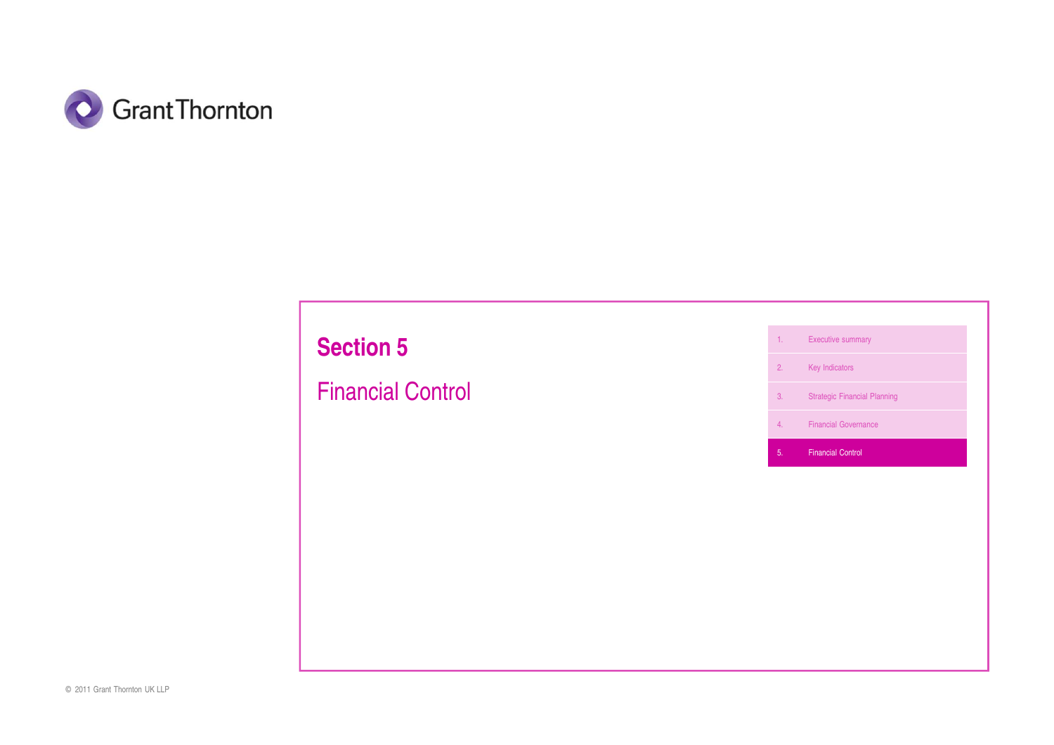# Section 5

## Financial Control

1. Executive summary
2. Key Indicators
3. Strategic Financial Planning
4. Financial Governance
5. Financial Control

© 2011 Grant Thornton UK LLP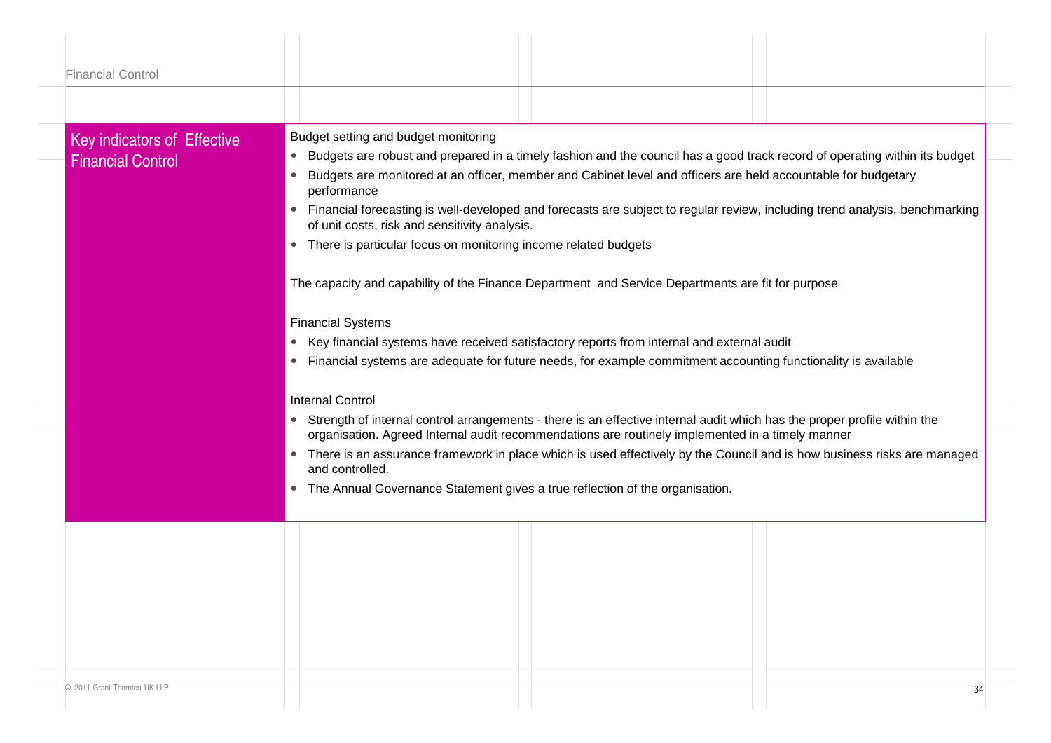## Key indicators of Effective Financial Control

Budget setting and budget monitoring

- Budgets are robust and prepared in a timely fashion and the council has a good track record of operating within its budget
- Budgets are monitored at an officer, member and Cabinet level and officers are held accountable for budgetary performance
- Financial forecasting is well-developed and forecasts are subject to regular review, including trend analysis, benchmarking of unit costs, risk and sensitivity analysis.
- There is particular focus on monitoring income related budgets

The capacity and capability of the Finance Department and Service Departments are fit for purpose

Financial Systems

- Key financial systems have received satisfactory reports from internal and external audit
- Financial systems are adequate for future needs, for example commitment accounting functionality is available

Internal Control

- Strength of internal control arrangements - there is an effective internal audit which has the proper profile within the organisation. Agreed Internal audit recommendations are routinely implemented in a timely manner
- There is an assurance framework in place which is used effectively by the Council and is how business risks are managed and controlled.
- The Annual Governance Statement gives a true reflection of the organisation.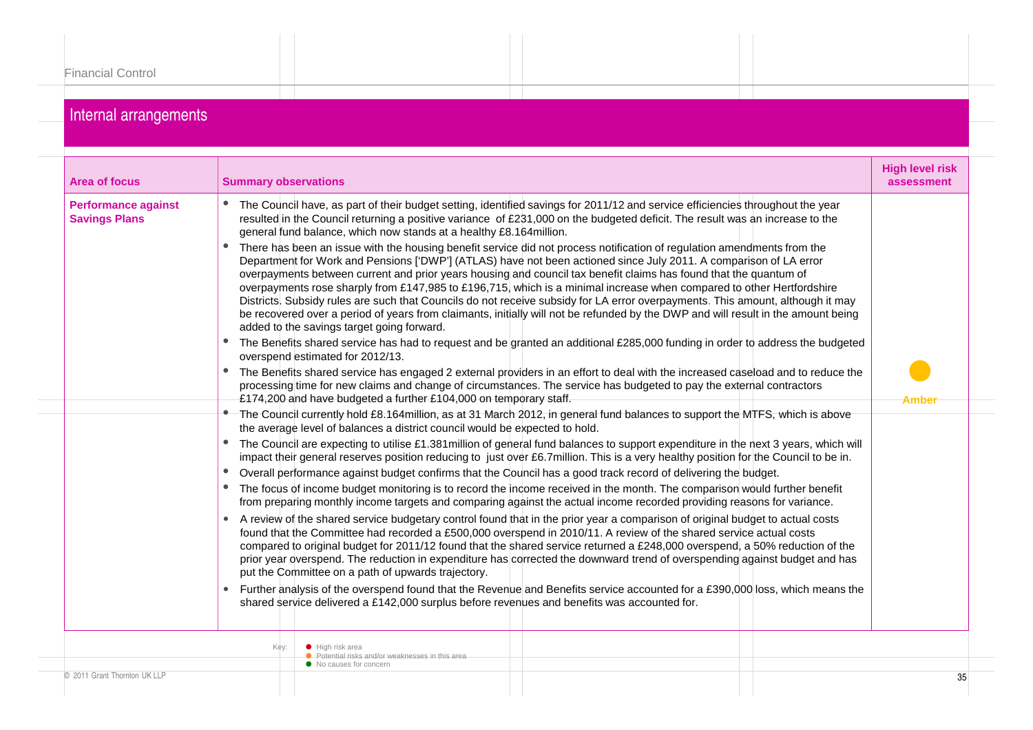Financial Control

## Internal arrangements

| Area of focus | Summary observations | High level risk assessment |
|---|---|---|
| **Performance against Savings Plans** | • The Council have, as part of their budget setting, identified savings for 2011/12 and service efficiencies throughout the year resulted in the Council returning a positive variance of £231,000 on the budgeted deficit. The result was an increase to the general fund balance, which now stands at a healthy £8.164million.<br>• There has been an issue with the housing benefit service did not process notification of regulation amendments from the Department for Work and Pensions ['DWP'] (ATLAS) have not been actioned since July 2011. A comparison of LA error overpayments between current and prior years housing and council tax benefit claims has found that the quantum of overpayments rose sharply from £147,985 to £196,715, which is a minimal increase when compared to other Hertfordshire Districts. Subsidy rules are such that Councils do not receive subsidy for LA error overpayments. This amount, although it may be recovered over a period of years from claimants, initially will not be refunded by the DWP and will result in the amount being added to the savings target going forward.<br>• The Benefits shared service has had to request and be granted an additional £285,000 funding in order to address the budgeted overspend estimated for 2012/13.<br>• The Benefits shared service has engaged 2 external providers in an effort to deal with the increased caseload and to reduce the processing time for new claims and change of circumstances. The service has budgeted to pay the external contractors £174,200 and have budgeted a further £104,000 on temporary staff.<br>• The Council currently hold £8.164million, as at 31 March 2012, in general fund balances to support the MTFS, which is above the average level of balances a district council would be expected to hold.<br>• The Council are expecting to utilise £1.381million of general fund balances to support expenditure in the next 3 years, which will impact their general reserves position reducing to just over £6.7million. This is a very healthy position for the Council to be in.<br>• Overall performance against budget confirms that the Council has a good track record of delivering the budget.<br>• The focus of income budget monitoring is to record the income received in the month. The comparison would further benefit from preparing monthly income targets and comparing against the actual income recorded providing reasons for variance.<br>• A review of the shared service budgetary control found that in the prior year a comparison of original budget to actual costs found that the Committee had recorded a £500,000 overspend in 2010/11. A review of the shared service actual costs compared to original budget for 2011/12 found that the shared service returned a £248,000 overspend, a 50% reduction of the prior year overspend. The reduction in expenditure has corrected the downward trend of overspending against budget and has put the Committee on a path of upwards trajectory.<br>• Further analysis of the overspend found that the Revenue and Benefits service accounted for a £390,000 loss, which means the shared service delivered a £142,000 surplus before revenues and benefits was accounted for. | Amber |

Key:
- High risk area
- Potential risks and/or weaknesses in this area
- No causes for concern

© 2011 Grant Thornton UK LLP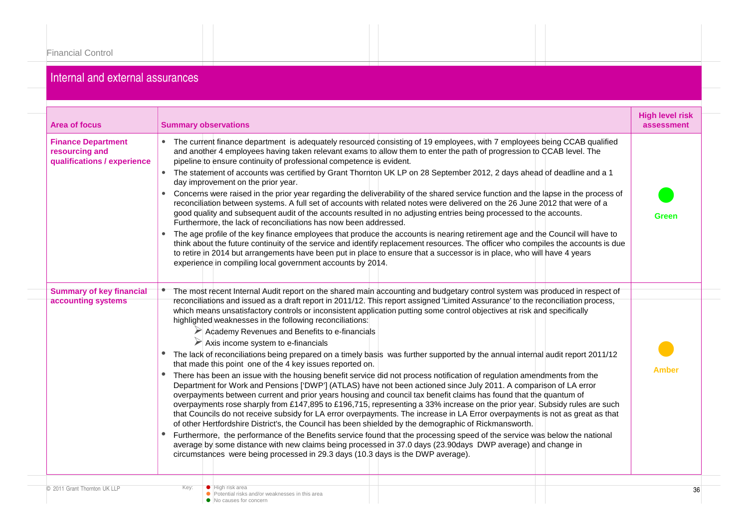## Internal and external assurances

| Area of focus | Summary observations | High level risk assessment |
|---|---|---|
| **Finance Department resourcing and qualifications / experience** | • The current finance department is adequately resourced consisting of 19 employees, with 7 employees being CCAB qualified and another 4 employees having taken relevant exams to allow them to enter the path of progression to CCAB level. The pipeline to ensure continuity of professional competence is evident.<br>• The statement of accounts was certified by Grant Thornton UK LP on 28 September 2012, 2 days ahead of deadline and a 1 day improvement on the prior year.<br>• Concerns were raised in the prior year regarding the deliverability of the shared service function and the lapse in the process of reconciliation between systems. A full set of accounts with related notes were delivered on the 26 June 2012 that were of a good quality and subsequent audit of the accounts resulted in no adjusting entries being processed to the accounts. Furthermore, the lack of reconciliations has now been addressed.<br>• The age profile of the key finance employees that produce the accounts is nearing retirement age and the Council will have to think about the future continuity of the service and identify replacement resources. The officer who compiles the accounts is due to retire in 2014 but arrangements have been put in place to ensure that a successor is in place, who will have 4 years experience in compiling local government accounts by 2014. | Green |
| **Summary of key financial accounting systems** | • The most recent Internal Audit report on the shared main accounting and budgetary control system was produced in respect of reconciliations and issued as a draft report in 2011/12. This report assigned 'Limited Assurance' to the reconciliation process, which means unsatisfactory controls or inconsistent application putting some control objectives at risk and specifically highlighted weaknesses in the following reconciliations:<br>&nbsp;&nbsp;➢ Academy Revenues and Benefits to e-financials<br>&nbsp;&nbsp;➢ Axis income system to e-financials<br>• The lack of reconciliations being prepared on a timely basis was further supported by the annual internal audit report 2011/12 that made this point one of the 4 key issues reported on.<br>• There has been an issue with the housing benefit service did not process notification of regulation amendments from the Department for Work and Pensions ['DWP'] (ATLAS) have not been actioned since July 2011. A comparison of LA error overpayments between current and prior years housing and council tax benefit claims has found that the quantum of overpayments rose sharply from £147,895 to £196,715, representing a 33% increase on the prior year. Subsidy rules are such that Councils do not receive subsidy for LA error overpayments. The increase in LA Error overpayments is not as great as that of other Hertfordshire District's, the Council has been shielded by the demographic of Rickmansworth.<br>• Furthermore, the performance of the Benefits service found that the processing speed of the service was below the national average by some distance with new claims being processed in 37.0 days (23.90days DWP average) and change in circumstances were being processed in 29.3 days (10.3 days is the DWP average). | Amber |

Key:
- ● High risk area
- ● Potential risks and/or weaknesses in this area
- ● No causes for concern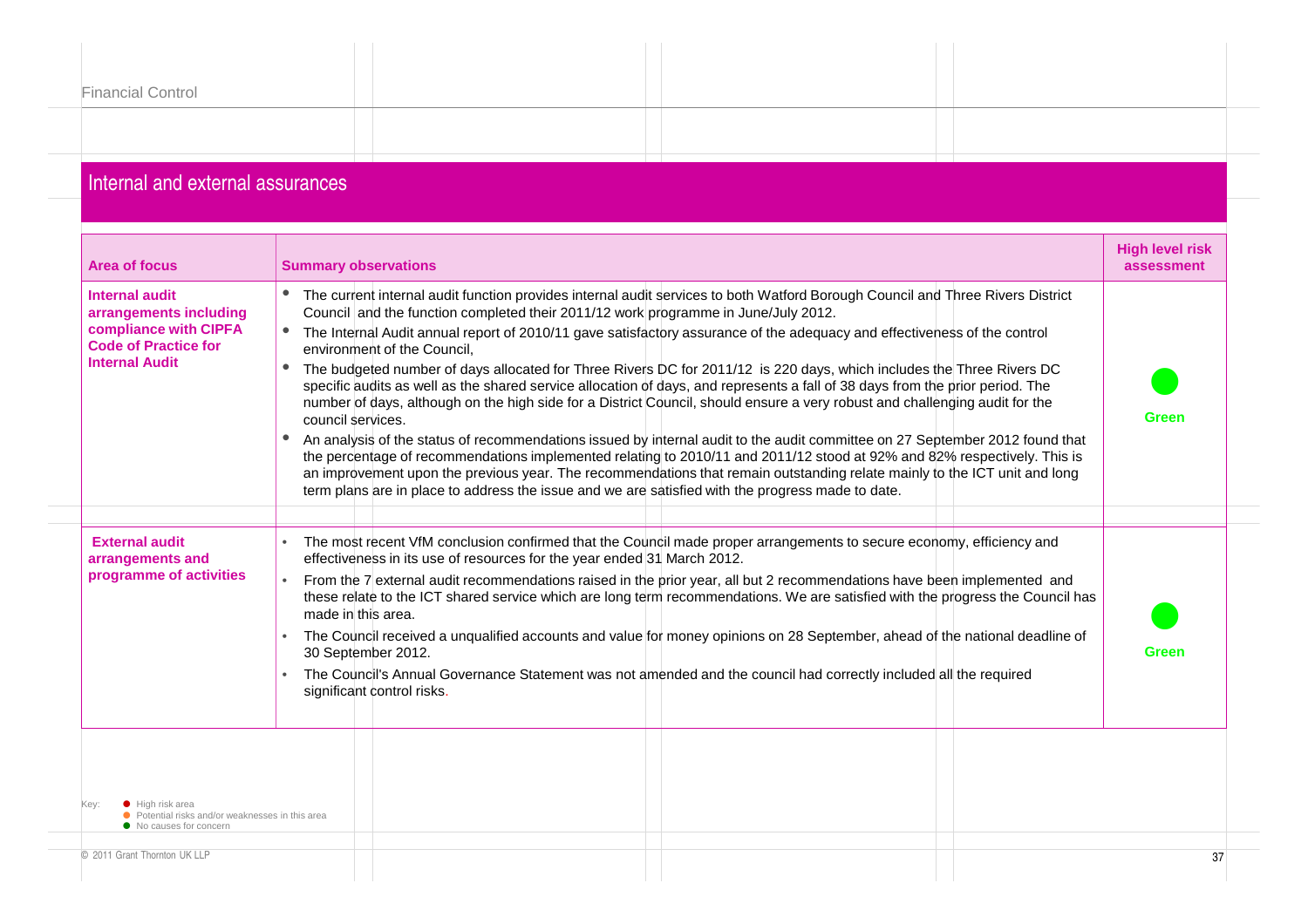Financial Control

## Internal and external assurances

| Area of focus | Summary observations | High level risk assessment |
|---|---|---|
| **Internal audit arrangements including compliance with CIPFA Code of Practice for Internal Audit** | • The current internal audit function provides internal audit services to both Watford Borough Council and Three Rivers District Council and the function completed their 2011/12 work programme in June/July 2012.<br>• The Internal Audit annual report of 2010/11 gave satisfactory assurance of the adequacy and effectiveness of the control environment of the Council,<br>• The budgeted number of days allocated for Three Rivers DC for 2011/12 is 220 days, which includes the Three Rivers DC specific audits as well as the shared service allocation of days, and represents a fall of 38 days from the prior period. The number of days, although on the high side for a District Council, should ensure a very robust and challenging audit for the council services.<br>• An analysis of the status of recommendations issued by internal audit to the audit committee on 27 September 2012 found that the percentage of recommendations implemented relating to 2010/11 and 2011/12 stood at 92% and 82% respectively. This is an improvement upon the previous year. The recommendations that remain outstanding relate mainly to the ICT unit and long term plans are in place to address the issue and we are satisfied with the progress made to date. | Green |
| **External audit arrangements and programme of activities** | • The most recent VfM conclusion confirmed that the Council made proper arrangements to secure economy, efficiency and effectiveness in its use of resources for the year ended 31 March 2012.<br>• From the 7 external audit recommendations raised in the prior year, all but 2 recommendations have been implemented and these relate to the ICT shared service which are long term recommendations. We are satisfied with the progress the Council has made in this area.<br>• The Council received a unqualified accounts and value for money opinions on 28 September, ahead of the national deadline of 30 September 2012.<br>• The Council's Annual Governance Statement was not amended and the council had correctly included all the required significant control risks. | Green |

Key:
- High risk area
- Potential risks and/or weaknesses in this area
- No causes for concern

© 2011 Grant Thornton UK LLP